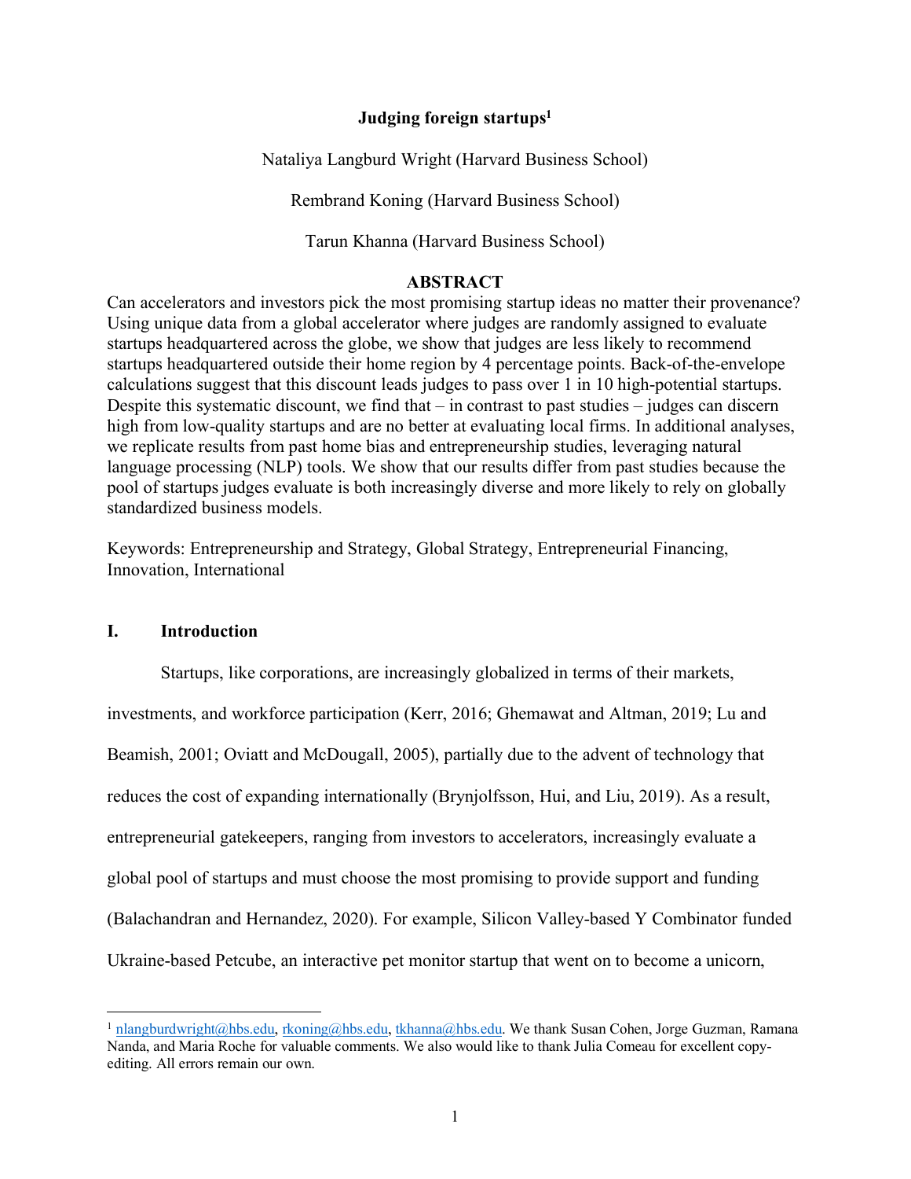# Judging foreign startups[1]

Nataliya Langburd Wright (Harvard Business School)

Rembrand Koning (Harvard Business School)

Tarun Khanna (Harvard Business School)

## ABSTRACT

Can accelerators and investors pick the most promising startup ideas no matter their provenance? Using unique data from a global accelerator where judges are randomly assigned to evaluate startups headquartered across the globe, we show that judges are less likely to recommend startups headquartered outside their home region by 4 percentage points. Back-of-the-envelope calculations suggest that this discount leads judges to pass over 1 in 10 high-potential startups. Despite this systematic discount, we find that – in contrast to past studies – judges can discern high from low-quality startups and are no better at evaluating local firms. In additional analyses, we replicate results from past home bias and entrepreneurship studies, leveraging natural language processing (NLP) tools. We show that our results differ from past studies because the pool of startups judges evaluate is both increasingly diverse and more likely to rely on globally standardized business models.

Keywords: Entrepreneurship and Strategy, Global Strategy, Entrepreneurial Financing, Innovation, International

## I. Introduction

Startups, like corporations, are increasingly globalized in terms of their markets, investments, and workforce participation (Kerr, 2016; Ghemawat and Altman, 2019; Lu and Beamish, 2001; Oviatt and McDougall, 2005), partially due to the advent of technology that reduces the cost of expanding internationally (Brynjolfsson, Hui, and Liu, 2019). As a result, entrepreneurial gatekeepers, ranging from investors to accelerators, increasingly evaluate a global pool of startups and must choose the most promising to provide support and funding (Balachandran and Hernandez, 2020). For example, Silicon Valley-based Y Combinator funded Ukraine-based Petcube, an interactive pet monitor startup that went on to become a unicorn,

[1] nlangburdwright@hbs.edu, rkoning@hbs.edu, tkhanna@hbs.edu. We thank Susan Cohen, Jorge Guzman, Ramana Nanda, and Maria Roche for valuable comments. We also would like to thank Julia Comeau for excellent copy-editing. All errors remain our own.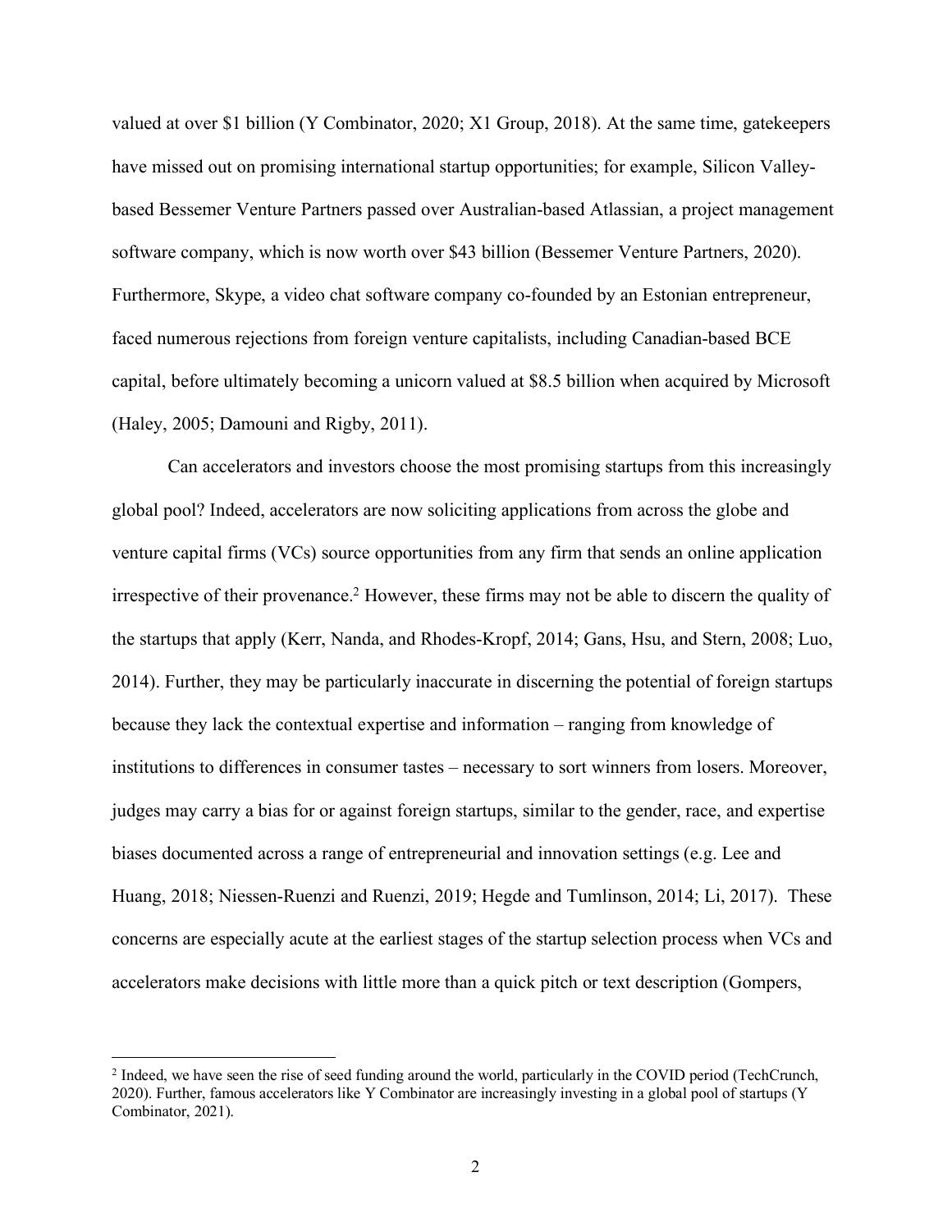valued at over $1 billion (Y Combinator, 2020; X1 Group, 2018). At the same time, gatekeepers have missed out on promising international startup opportunities; for example, Silicon Valley-based Bessemer Venture Partners passed over Australian-based Atlassian, a project management software company, which is now worth over $43 billion (Bessemer Venture Partners, 2020). Furthermore, Skype, a video chat software company co-founded by an Estonian entrepreneur, faced numerous rejections from foreign venture capitalists, including Canadian-based BCE capital, before ultimately becoming a unicorn valued at $8.5 billion when acquired by Microsoft (Haley, 2005; Damouni and Rigby, 2011).

Can accelerators and investors choose the most promising startups from this increasingly global pool? Indeed, accelerators are now soliciting applications from across the globe and venture capital firms (VCs) source opportunities from any firm that sends an online application irrespective of their provenance.[2] However, these firms may not be able to discern the quality of the startups that apply (Kerr, Nanda, and Rhodes-Kropf, 2014; Gans, Hsu, and Stern, 2008; Luo, 2014). Further, they may be particularly inaccurate in discerning the potential of foreign startups because they lack the contextual expertise and information – ranging from knowledge of institutions to differences in consumer tastes – necessary to sort winners from losers. Moreover, judges may carry a bias for or against foreign startups, similar to the gender, race, and expertise biases documented across a range of entrepreneurial and innovation settings (e.g. Lee and Huang, 2018; Niessen-Ruenzi and Ruenzi, 2019; Hegde and Tumlinson, 2014; Li, 2017). These concerns are especially acute at the earliest stages of the startup selection process when VCs and accelerators make decisions with little more than a quick pitch or text description (Gompers,

[2] Indeed, we have seen the rise of seed funding around the world, particularly in the COVID period (TechCrunch, 2020). Further, famous accelerators like Y Combinator are increasingly investing in a global pool of startups (Y Combinator, 2021).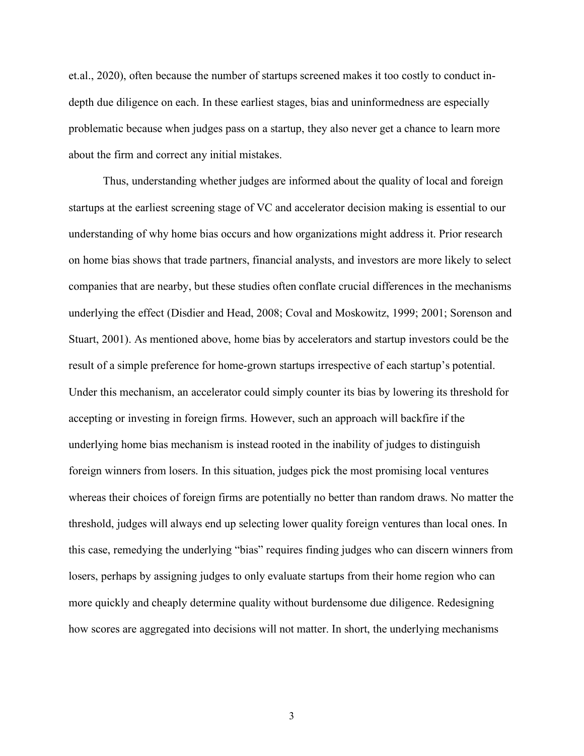et.al., 2020), often because the number of startups screened makes it too costly to conduct in-depth due diligence on each. In these earliest stages, bias and uninformedness are especially problematic because when judges pass on a startup, they also never get a chance to learn more about the firm and correct any initial mistakes.

Thus, understanding whether judges are informed about the quality of local and foreign startups at the earliest screening stage of VC and accelerator decision making is essential to our understanding of why home bias occurs and how organizations might address it. Prior research on home bias shows that trade partners, financial analysts, and investors are more likely to select companies that are nearby, but these studies often conflate crucial differences in the mechanisms underlying the effect (Disdier and Head, 2008; Coval and Moskowitz, 1999; 2001; Sorenson and Stuart, 2001). As mentioned above, home bias by accelerators and startup investors could be the result of a simple preference for home-grown startups irrespective of each startup's potential. Under this mechanism, an accelerator could simply counter its bias by lowering its threshold for accepting or investing in foreign firms. However, such an approach will backfire if the underlying home bias mechanism is instead rooted in the inability of judges to distinguish foreign winners from losers. In this situation, judges pick the most promising local ventures whereas their choices of foreign firms are potentially no better than random draws. No matter the threshold, judges will always end up selecting lower quality foreign ventures than local ones. In this case, remedying the underlying "bias" requires finding judges who can discern winners from losers, perhaps by assigning judges to only evaluate startups from their home region who can more quickly and cheaply determine quality without burdensome due diligence. Redesigning how scores are aggregated into decisions will not matter. In short, the underlying mechanisms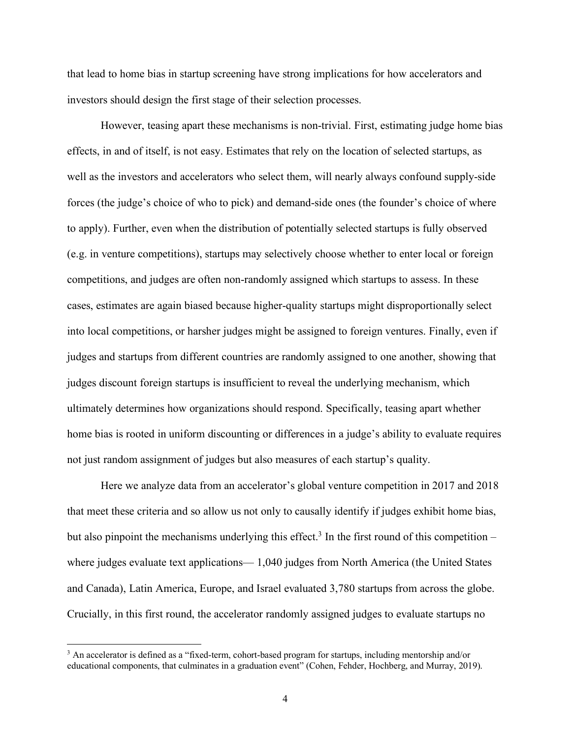that lead to home bias in startup screening have strong implications for how accelerators and investors should design the first stage of their selection processes.

However, teasing apart these mechanisms is non-trivial. First, estimating judge home bias effects, in and of itself, is not easy. Estimates that rely on the location of selected startups, as well as the investors and accelerators who select them, will nearly always confound supply-side forces (the judge's choice of who to pick) and demand-side ones (the founder's choice of where to apply). Further, even when the distribution of potentially selected startups is fully observed (e.g. in venture competitions), startups may selectively choose whether to enter local or foreign competitions, and judges are often non-randomly assigned which startups to assess. In these cases, estimates are again biased because higher-quality startups might disproportionally select into local competitions, or harsher judges might be assigned to foreign ventures. Finally, even if judges and startups from different countries are randomly assigned to one another, showing that judges discount foreign startups is insufficient to reveal the underlying mechanism, which ultimately determines how organizations should respond. Specifically, teasing apart whether home bias is rooted in uniform discounting or differences in a judge's ability to evaluate requires not just random assignment of judges but also measures of each startup's quality.

Here we analyze data from an accelerator's global venture competition in 2017 and 2018 that meet these criteria and so allow us not only to causally identify if judges exhibit home bias, but also pinpoint the mechanisms underlying this effect.[3] In the first round of this competition – where judges evaluate text applications— 1,040 judges from North America (the United States and Canada), Latin America, Europe, and Israel evaluated 3,780 startups from across the globe. Crucially, in this first round, the accelerator randomly assigned judges to evaluate startups no

[3] An accelerator is defined as a "fixed-term, cohort-based program for startups, including mentorship and/or educational components, that culminates in a graduation event" (Cohen, Fehder, Hochberg, and Murray, 2019).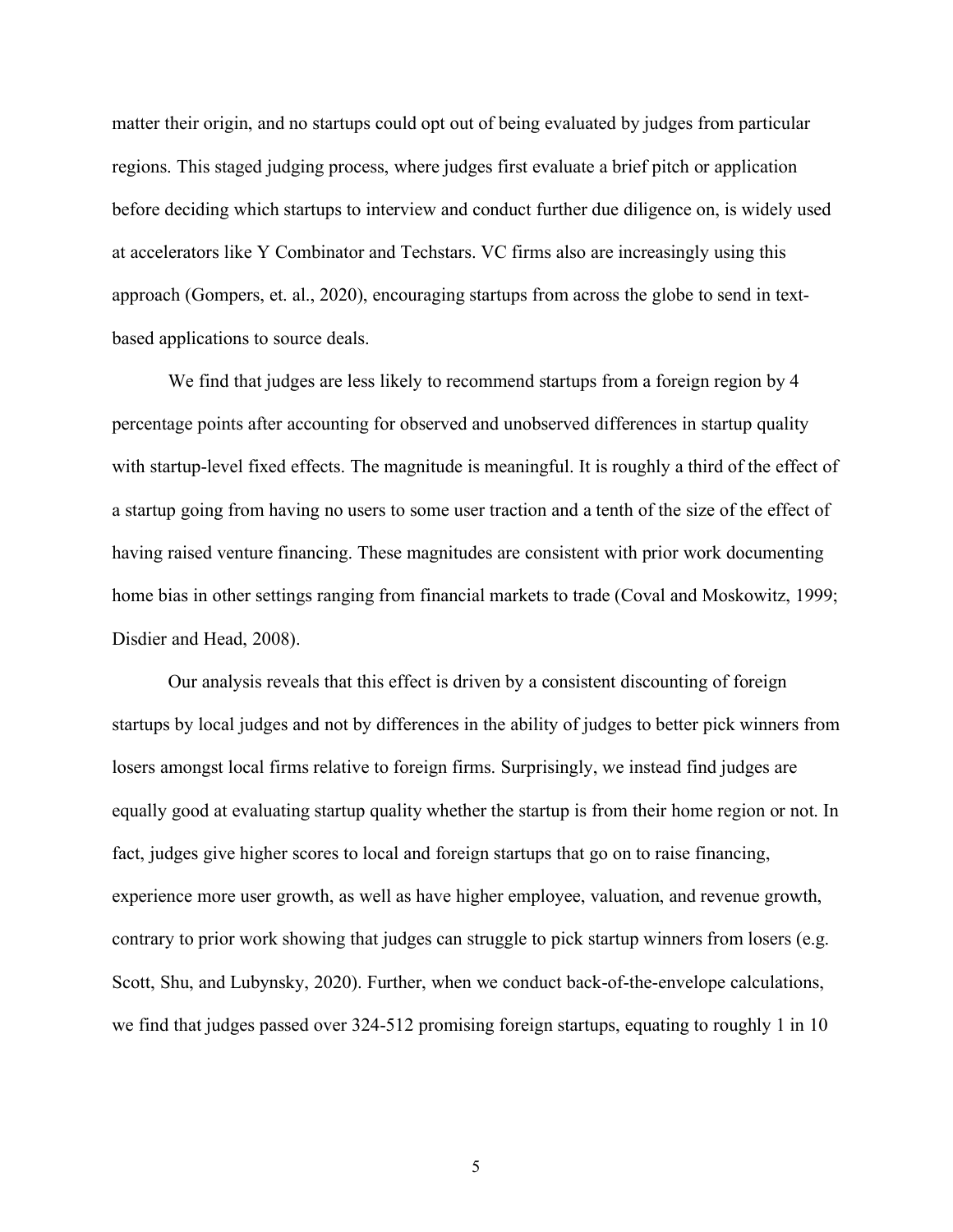matter their origin, and no startups could opt out of being evaluated by judges from particular regions. This staged judging process, where judges first evaluate a brief pitch or application before deciding which startups to interview and conduct further due diligence on, is widely used at accelerators like Y Combinator and Techstars. VC firms also are increasingly using this approach (Gompers, et. al., 2020), encouraging startups from across the globe to send in text-based applications to source deals.

We find that judges are less likely to recommend startups from a foreign region by 4 percentage points after accounting for observed and unobserved differences in startup quality with startup-level fixed effects. The magnitude is meaningful. It is roughly a third of the effect of a startup going from having no users to some user traction and a tenth of the size of the effect of having raised venture financing. These magnitudes are consistent with prior work documenting home bias in other settings ranging from financial markets to trade (Coval and Moskowitz, 1999; Disdier and Head, 2008).

Our analysis reveals that this effect is driven by a consistent discounting of foreign startups by local judges and not by differences in the ability of judges to better pick winners from losers amongst local firms relative to foreign firms. Surprisingly, we instead find judges are equally good at evaluating startup quality whether the startup is from their home region or not. In fact, judges give higher scores to local and foreign startups that go on to raise financing, experience more user growth, as well as have higher employee, valuation, and revenue growth, contrary to prior work showing that judges can struggle to pick startup winners from losers (e.g. Scott, Shu, and Lubynsky, 2020). Further, when we conduct back-of-the-envelope calculations, we find that judges passed over 324-512 promising foreign startups, equating to roughly 1 in 10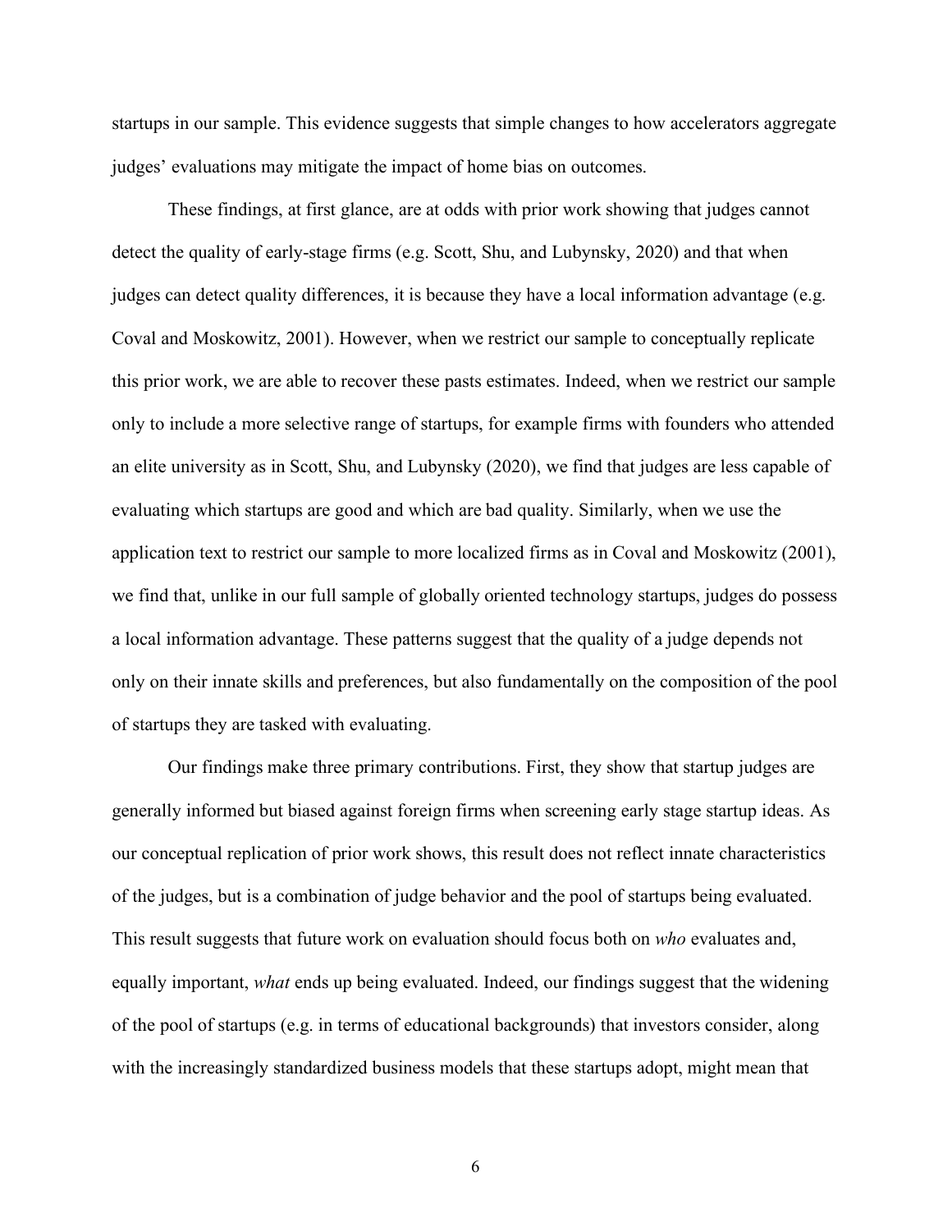startups in our sample. This evidence suggests that simple changes to how accelerators aggregate judges' evaluations may mitigate the impact of home bias on outcomes.

These findings, at first glance, are at odds with prior work showing that judges cannot detect the quality of early-stage firms (e.g. Scott, Shu, and Lubynsky, 2020) and that when judges can detect quality differences, it is because they have a local information advantage (e.g. Coval and Moskowitz, 2001). However, when we restrict our sample to conceptually replicate this prior work, we are able to recover these pasts estimates. Indeed, when we restrict our sample only to include a more selective range of startups, for example firms with founders who attended an elite university as in Scott, Shu, and Lubynsky (2020), we find that judges are less capable of evaluating which startups are good and which are bad quality. Similarly, when we use the application text to restrict our sample to more localized firms as in Coval and Moskowitz (2001), we find that, unlike in our full sample of globally oriented technology startups, judges do possess a local information advantage. These patterns suggest that the quality of a judge depends not only on their innate skills and preferences, but also fundamentally on the composition of the pool of startups they are tasked with evaluating.

Our findings make three primary contributions. First, they show that startup judges are generally informed but biased against foreign firms when screening early stage startup ideas. As our conceptual replication of prior work shows, this result does not reflect innate characteristics of the judges, but is a combination of judge behavior and the pool of startups being evaluated. This result suggests that future work on evaluation should focus both on *who* evaluates and, equally important, *what* ends up being evaluated. Indeed, our findings suggest that the widening of the pool of startups (e.g. in terms of educational backgrounds) that investors consider, along with the increasingly standardized business models that these startups adopt, might mean that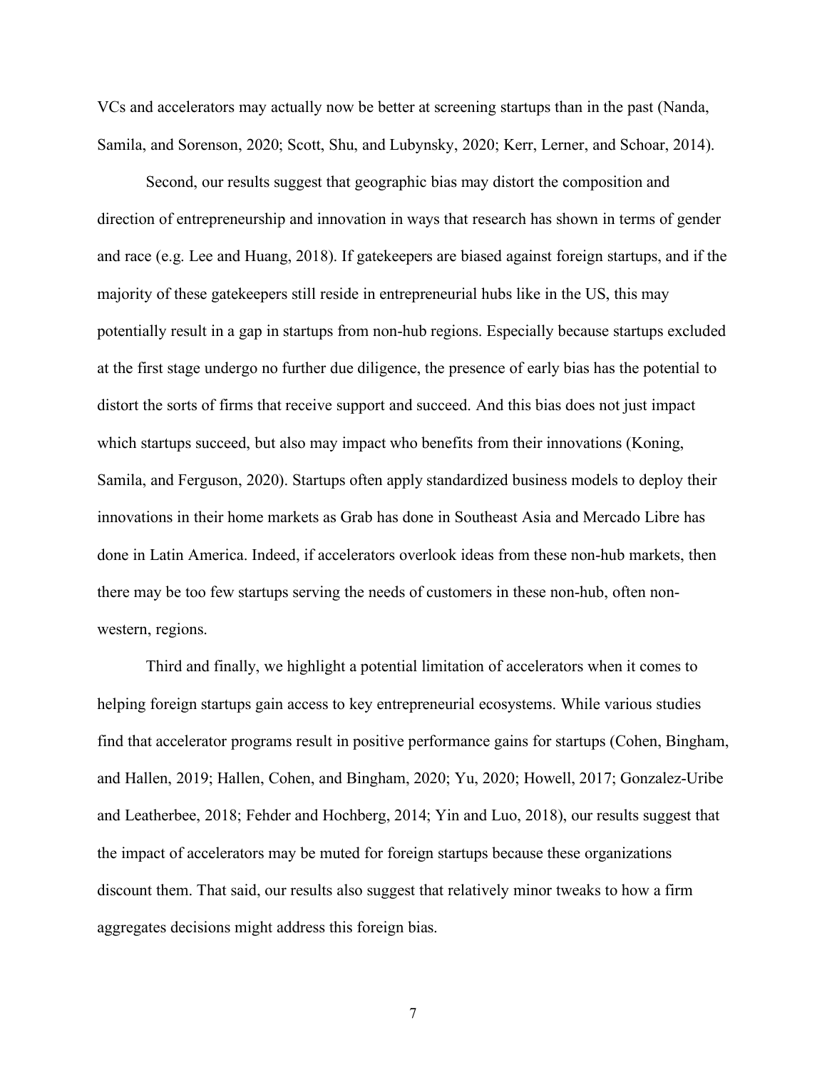VCs and accelerators may actually now be better at screening startups than in the past (Nanda, Samila, and Sorenson, 2020; Scott, Shu, and Lubynsky, 2020; Kerr, Lerner, and Schoar, 2014).

Second, our results suggest that geographic bias may distort the composition and direction of entrepreneurship and innovation in ways that research has shown in terms of gender and race (e.g. Lee and Huang, 2018). If gatekeepers are biased against foreign startups, and if the majority of these gatekeepers still reside in entrepreneurial hubs like in the US, this may potentially result in a gap in startups from non-hub regions. Especially because startups excluded at the first stage undergo no further due diligence, the presence of early bias has the potential to distort the sorts of firms that receive support and succeed. And this bias does not just impact which startups succeed, but also may impact who benefits from their innovations (Koning, Samila, and Ferguson, 2020). Startups often apply standardized business models to deploy their innovations in their home markets as Grab has done in Southeast Asia and Mercado Libre has done in Latin America. Indeed, if accelerators overlook ideas from these non-hub markets, then there may be too few startups serving the needs of customers in these non-hub, often non-western, regions.

Third and finally, we highlight a potential limitation of accelerators when it comes to helping foreign startups gain access to key entrepreneurial ecosystems. While various studies find that accelerator programs result in positive performance gains for startups (Cohen, Bingham, and Hallen, 2019; Hallen, Cohen, and Bingham, 2020; Yu, 2020; Howell, 2017; Gonzalez-Uribe and Leatherbee, 2018; Fehder and Hochberg, 2014; Yin and Luo, 2018), our results suggest that the impact of accelerators may be muted for foreign startups because these organizations discount them. That said, our results also suggest that relatively minor tweaks to how a firm aggregates decisions might address this foreign bias.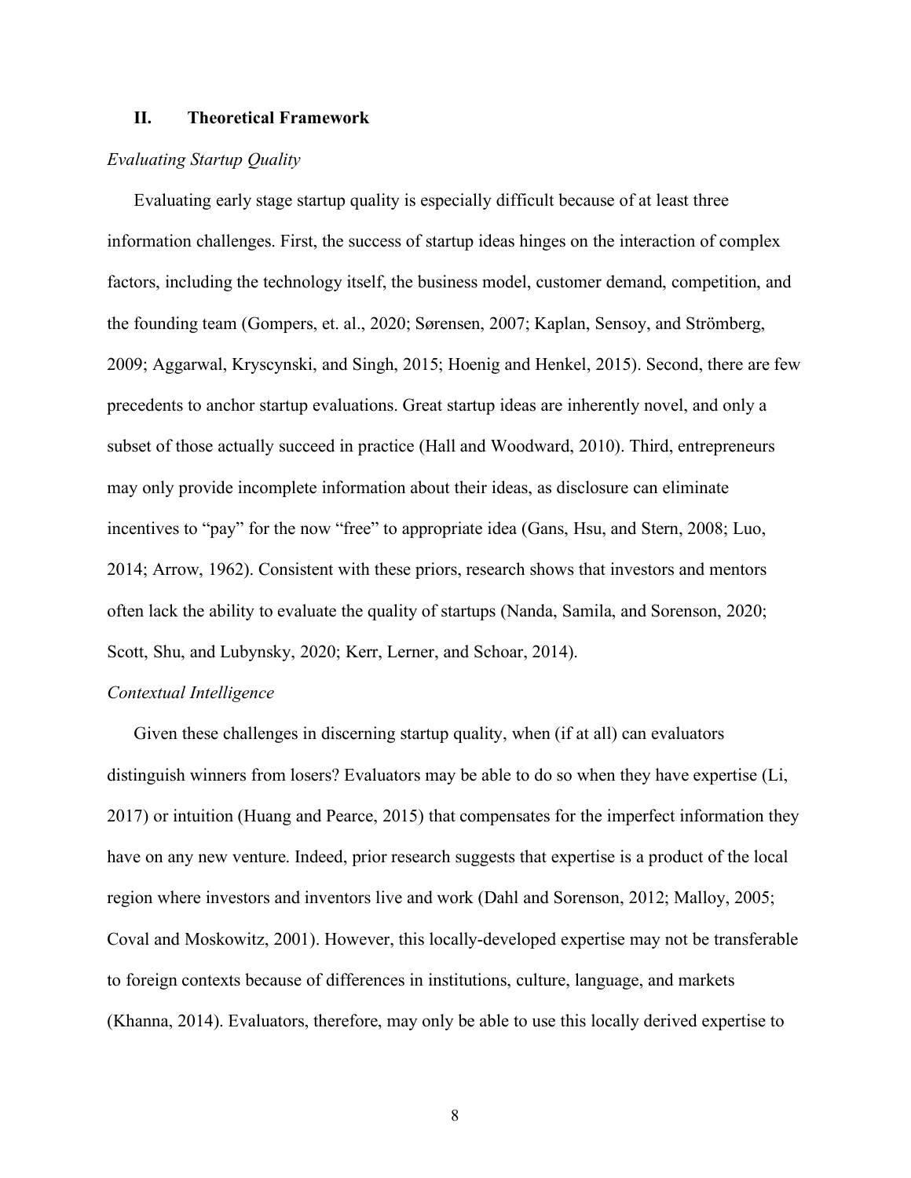## II. Theoretical Framework

### *Evaluating Startup Quality*

Evaluating early stage startup quality is especially difficult because of at least three information challenges. First, the success of startup ideas hinges on the interaction of complex factors, including the technology itself, the business model, customer demand, competition, and the founding team (Gompers, et. al., 2020; Sørensen, 2007; Kaplan, Sensoy, and Strömberg, 2009; Aggarwal, Kryscynski, and Singh, 2015; Hoenig and Henkel, 2015). Second, there are few precedents to anchor startup evaluations. Great startup ideas are inherently novel, and only a subset of those actually succeed in practice (Hall and Woodward, 2010). Third, entrepreneurs may only provide incomplete information about their ideas, as disclosure can eliminate incentives to "pay" for the now "free" to appropriate idea (Gans, Hsu, and Stern, 2008; Luo, 2014; Arrow, 1962). Consistent with these priors, research shows that investors and mentors often lack the ability to evaluate the quality of startups (Nanda, Samila, and Sorenson, 2020; Scott, Shu, and Lubynsky, 2020; Kerr, Lerner, and Schoar, 2014).

### *Contextual Intelligence*

Given these challenges in discerning startup quality, when (if at all) can evaluators distinguish winners from losers? Evaluators may be able to do so when they have expertise (Li, 2017) or intuition (Huang and Pearce, 2015) that compensates for the imperfect information they have on any new venture. Indeed, prior research suggests that expertise is a product of the local region where investors and inventors live and work (Dahl and Sorenson, 2012; Malloy, 2005; Coval and Moskowitz, 2001). However, this locally-developed expertise may not be transferable to foreign contexts because of differences in institutions, culture, language, and markets (Khanna, 2014). Evaluators, therefore, may only be able to use this locally derived expertise to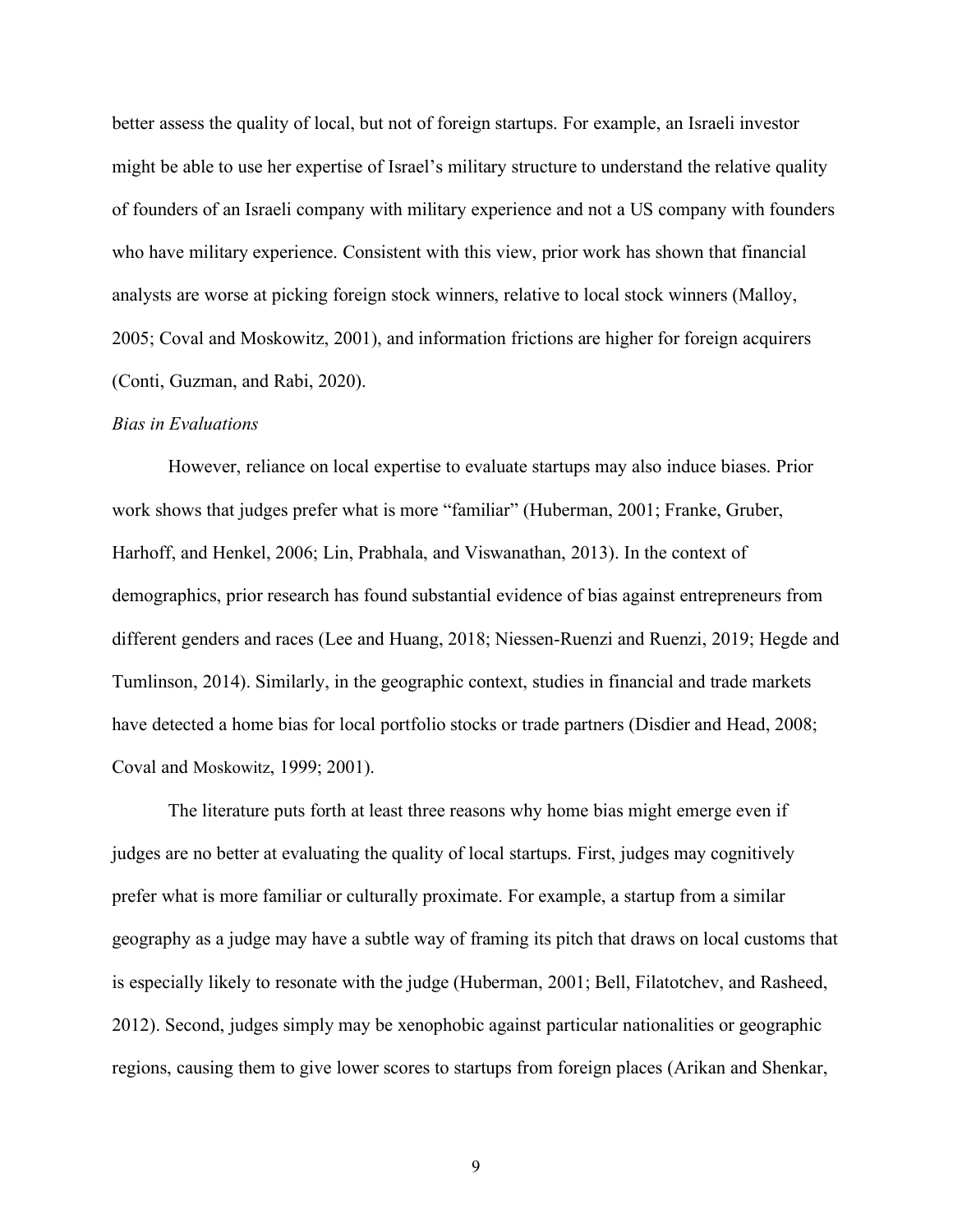better assess the quality of local, but not of foreign startups. For example, an Israeli investor might be able to use her expertise of Israel's military structure to understand the relative quality of founders of an Israeli company with military experience and not a US company with founders who have military experience. Consistent with this view, prior work has shown that financial analysts are worse at picking foreign stock winners, relative to local stock winners (Malloy, 2005; Coval and Moskowitz, 2001), and information frictions are higher for foreign acquirers (Conti, Guzman, and Rabi, 2020).

*Bias in Evaluations*

However, reliance on local expertise to evaluate startups may also induce biases. Prior work shows that judges prefer what is more "familiar" (Huberman, 2001; Franke, Gruber, Harhoff, and Henkel, 2006; Lin, Prabhala, and Viswanathan, 2013). In the context of demographics, prior research has found substantial evidence of bias against entrepreneurs from different genders and races (Lee and Huang, 2018; Niessen-Ruenzi and Ruenzi, 2019; Hegde and Tumlinson, 2014). Similarly, in the geographic context, studies in financial and trade markets have detected a home bias for local portfolio stocks or trade partners (Disdier and Head, 2008; Coval and Moskowitz, 1999; 2001).

The literature puts forth at least three reasons why home bias might emerge even if judges are no better at evaluating the quality of local startups. First, judges may cognitively prefer what is more familiar or culturally proximate. For example, a startup from a similar geography as a judge may have a subtle way of framing its pitch that draws on local customs that is especially likely to resonate with the judge (Huberman, 2001; Bell, Filatotchev, and Rasheed, 2012). Second, judges simply may be xenophobic against particular nationalities or geographic regions, causing them to give lower scores to startups from foreign places (Arikan and Shenkar,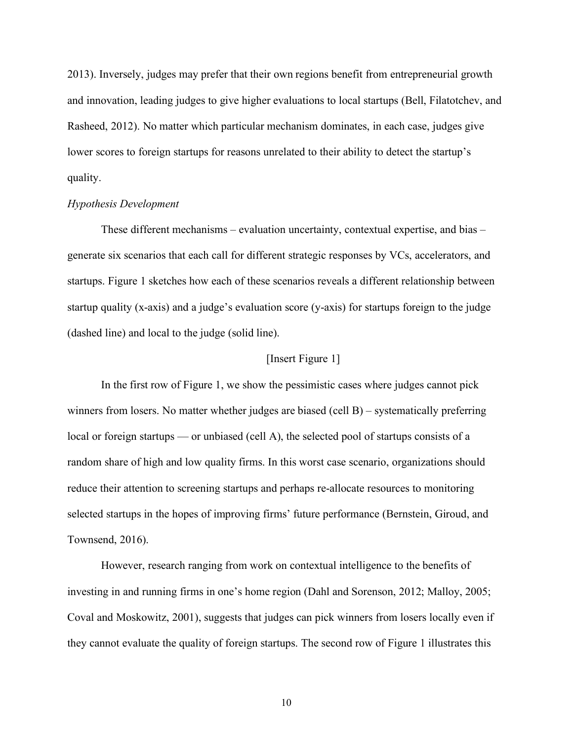2013). Inversely, judges may prefer that their own regions benefit from entrepreneurial growth and innovation, leading judges to give higher evaluations to local startups (Bell, Filatotchev, and Rasheed, 2012). No matter which particular mechanism dominates, in each case, judges give lower scores to foreign startups for reasons unrelated to their ability to detect the startup's quality.

*Hypothesis Development*

These different mechanisms – evaluation uncertainty, contextual expertise, and bias – generate six scenarios that each call for different strategic responses by VCs, accelerators, and startups. Figure 1 sketches how each of these scenarios reveals a different relationship between startup quality (x-axis) and a judge's evaluation score (y-axis) for startups foreign to the judge (dashed line) and local to the judge (solid line).

[Insert Figure 1]

In the first row of Figure 1, we show the pessimistic cases where judges cannot pick winners from losers. No matter whether judges are biased (cell B) – systematically preferring local or foreign startups — or unbiased (cell A), the selected pool of startups consists of a random share of high and low quality firms. In this worst case scenario, organizations should reduce their attention to screening startups and perhaps re-allocate resources to monitoring selected startups in the hopes of improving firms' future performance (Bernstein, Giroud, and Townsend, 2016).

However, research ranging from work on contextual intelligence to the benefits of investing in and running firms in one's home region (Dahl and Sorenson, 2012; Malloy, 2005; Coval and Moskowitz, 2001), suggests that judges can pick winners from losers locally even if they cannot evaluate the quality of foreign startups. The second row of Figure 1 illustrates this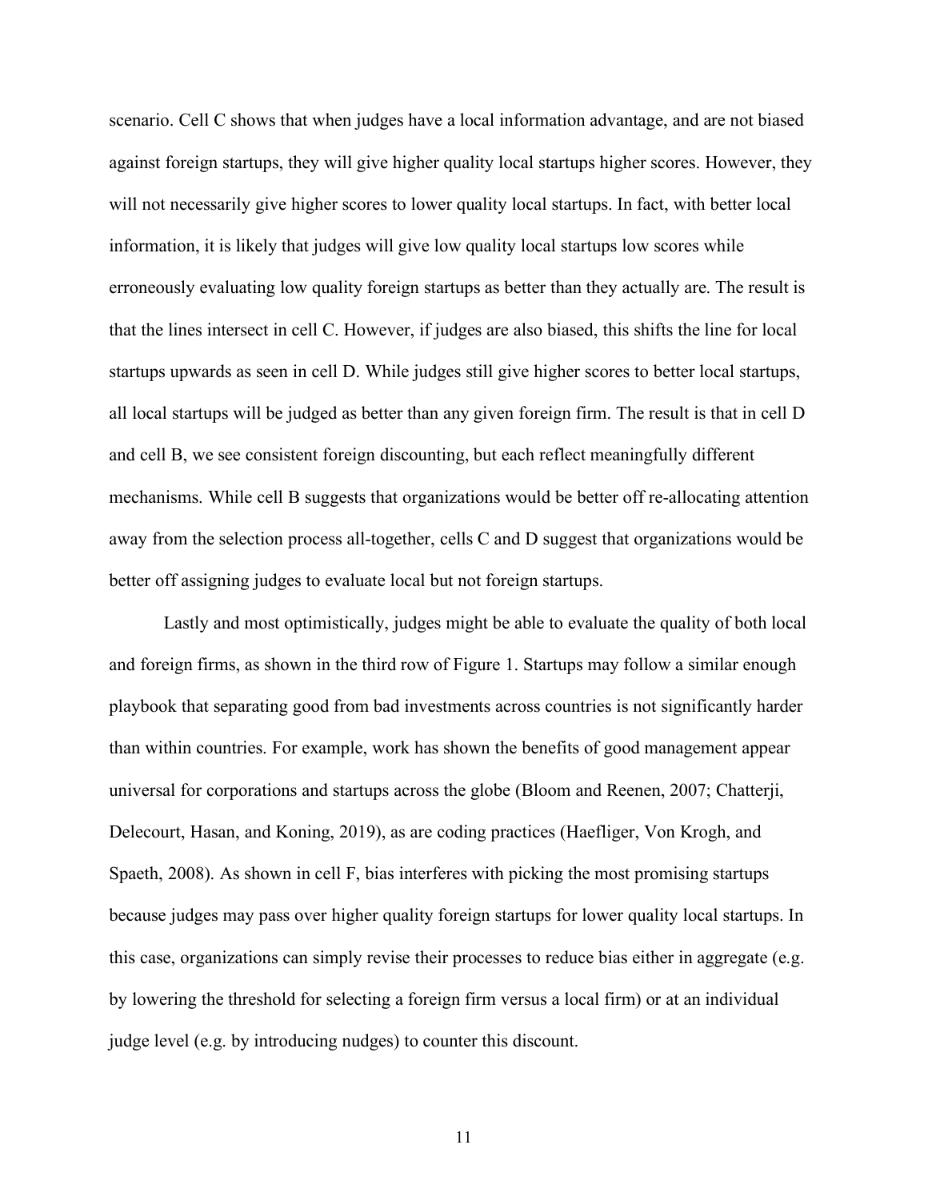scenario. Cell C shows that when judges have a local information advantage, and are not biased against foreign startups, they will give higher quality local startups higher scores. However, they will not necessarily give higher scores to lower quality local startups. In fact, with better local information, it is likely that judges will give low quality local startups low scores while erroneously evaluating low quality foreign startups as better than they actually are. The result is that the lines intersect in cell C. However, if judges are also biased, this shifts the line for local startups upwards as seen in cell D. While judges still give higher scores to better local startups, all local startups will be judged as better than any given foreign firm. The result is that in cell D and cell B, we see consistent foreign discounting, but each reflect meaningfully different mechanisms. While cell B suggests that organizations would be better off re-allocating attention away from the selection process all-together, cells C and D suggest that organizations would be better off assigning judges to evaluate local but not foreign startups.

Lastly and most optimistically, judges might be able to evaluate the quality of both local and foreign firms, as shown in the third row of Figure 1. Startups may follow a similar enough playbook that separating good from bad investments across countries is not significantly harder than within countries. For example, work has shown the benefits of good management appear universal for corporations and startups across the globe (Bloom and Reenen, 2007; Chatterji, Delecourt, Hasan, and Koning, 2019), as are coding practices (Haefliger, Von Krogh, and Spaeth, 2008). As shown in cell F, bias interferes with picking the most promising startups because judges may pass over higher quality foreign startups for lower quality local startups. In this case, organizations can simply revise their processes to reduce bias either in aggregate (e.g. by lowering the threshold for selecting a foreign firm versus a local firm) or at an individual judge level (e.g. by introducing nudges) to counter this discount.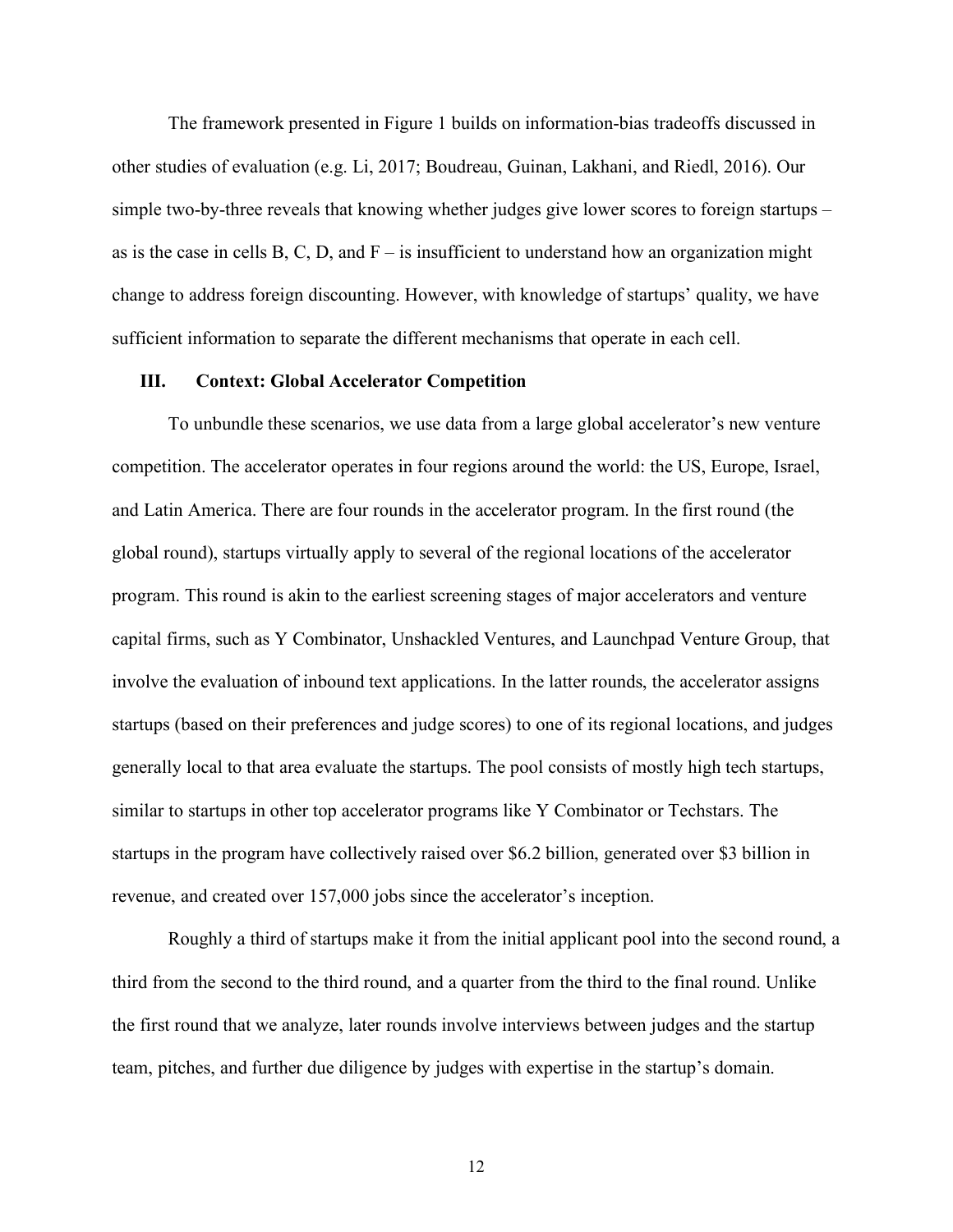The framework presented in Figure 1 builds on information-bias tradeoffs discussed in other studies of evaluation (e.g. Li, 2017; Boudreau, Guinan, Lakhani, and Riedl, 2016). Our simple two-by-three reveals that knowing whether judges give lower scores to foreign startups – as is the case in cells B, C, D, and F – is insufficient to understand how an organization might change to address foreign discounting. However, with knowledge of startups' quality, we have sufficient information to separate the different mechanisms that operate in each cell.

## III. Context: Global Accelerator Competition

To unbundle these scenarios, we use data from a large global accelerator's new venture competition. The accelerator operates in four regions around the world: the US, Europe, Israel, and Latin America. There are four rounds in the accelerator program. In the first round (the global round), startups virtually apply to several of the regional locations of the accelerator program. This round is akin to the earliest screening stages of major accelerators and venture capital firms, such as Y Combinator, Unshackled Ventures, and Launchpad Venture Group, that involve the evaluation of inbound text applications. In the latter rounds, the accelerator assigns startups (based on their preferences and judge scores) to one of its regional locations, and judges generally local to that area evaluate the startups. The pool consists of mostly high tech startups, similar to startups in other top accelerator programs like Y Combinator or Techstars. The startups in the program have collectively raised over $6.2 billion, generated over $3 billion in revenue, and created over 157,000 jobs since the accelerator's inception.

Roughly a third of startups make it from the initial applicant pool into the second round, a third from the second to the third round, and a quarter from the third to the final round. Unlike the first round that we analyze, later rounds involve interviews between judges and the startup team, pitches, and further due diligence by judges with expertise in the startup's domain.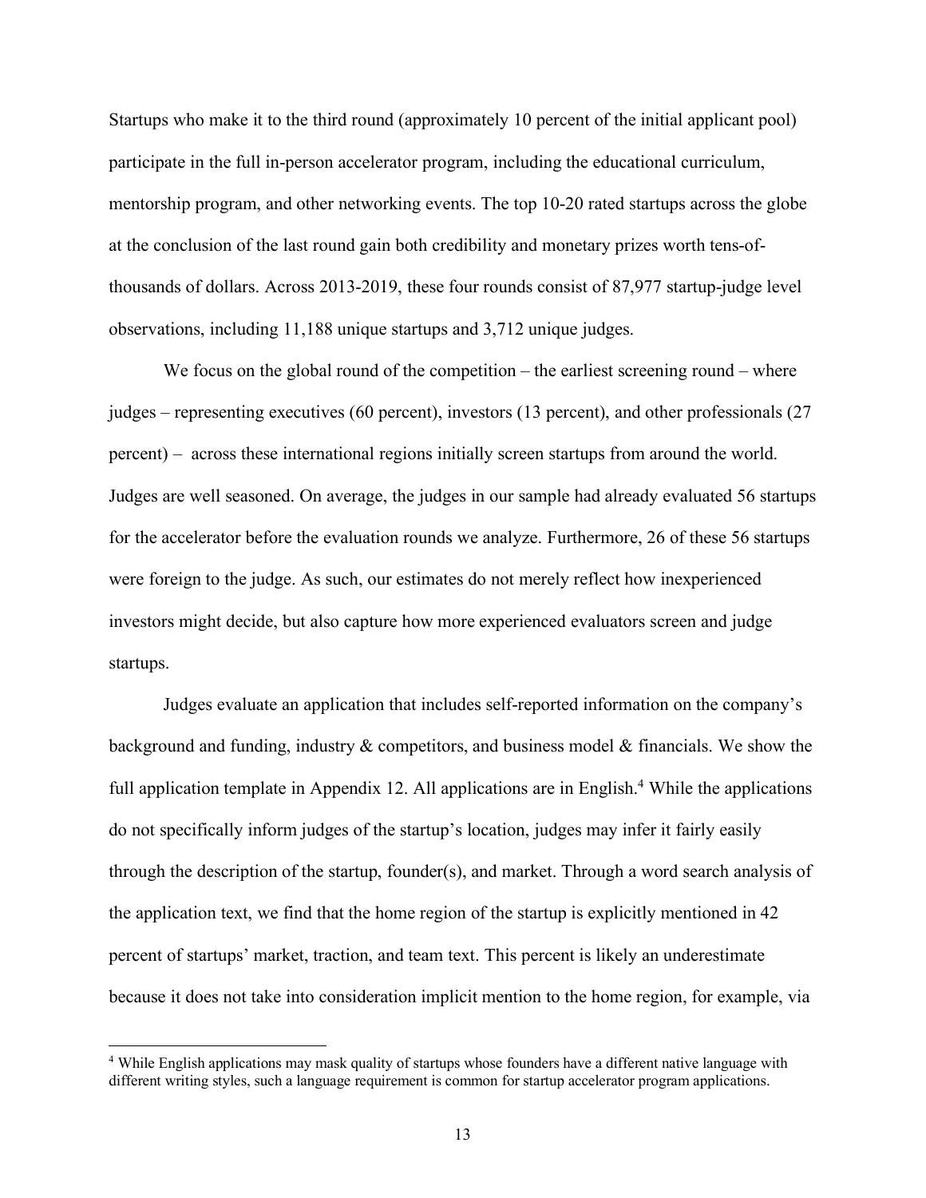Startups who make it to the third round (approximately 10 percent of the initial applicant pool) participate in the full in-person accelerator program, including the educational curriculum, mentorship program, and other networking events. The top 10-20 rated startups across the globe at the conclusion of the last round gain both credibility and monetary prizes worth tens-of-thousands of dollars. Across 2013-2019, these four rounds consist of 87,977 startup-judge level observations, including 11,188 unique startups and 3,712 unique judges.

We focus on the global round of the competition – the earliest screening round – where judges – representing executives (60 percent), investors (13 percent), and other professionals (27 percent) – across these international regions initially screen startups from around the world. Judges are well seasoned. On average, the judges in our sample had already evaluated 56 startups for the accelerator before the evaluation rounds we analyze. Furthermore, 26 of these 56 startups were foreign to the judge. As such, our estimates do not merely reflect how inexperienced investors might decide, but also capture how more experienced evaluators screen and judge startups.

Judges evaluate an application that includes self-reported information on the company's background and funding, industry & competitors, and business model & financials. We show the full application template in Appendix 12. All applications are in English.[4] While the applications do not specifically inform judges of the startup's location, judges may infer it fairly easily through the description of the startup, founder(s), and market. Through a word search analysis of the application text, we find that the home region of the startup is explicitly mentioned in 42 percent of startups' market, traction, and team text. This percent is likely an underestimate because it does not take into consideration implicit mention to the home region, for example, via

[4] While English applications may mask quality of startups whose founders have a different native language with different writing styles, such a language requirement is common for startup accelerator program applications.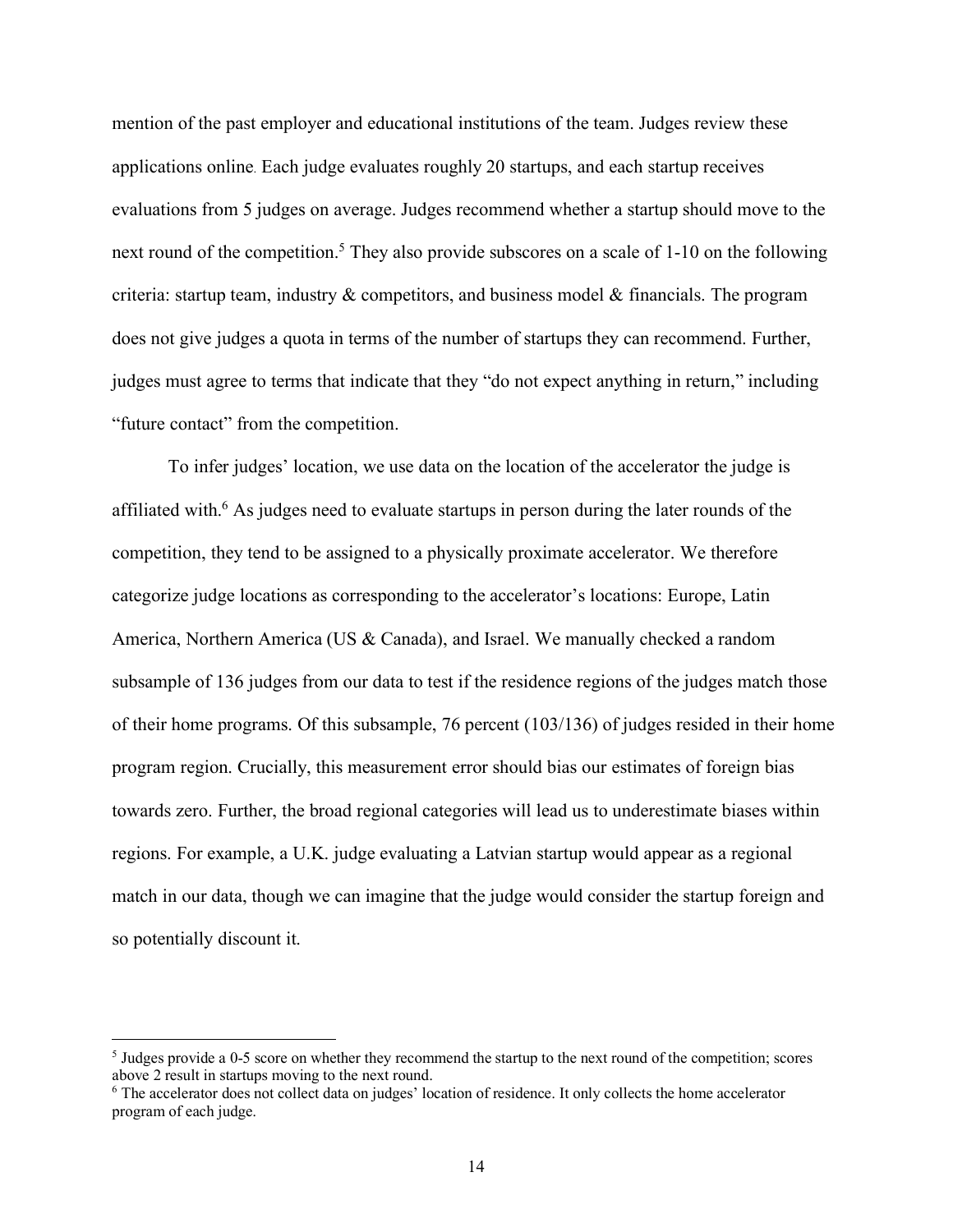mention of the past employer and educational institutions of the team. Judges review these applications online. Each judge evaluates roughly 20 startups, and each startup receives evaluations from 5 judges on average. Judges recommend whether a startup should move to the next round of the competition.[5] They also provide subscores on a scale of 1-10 on the following criteria: startup team, industry & competitors, and business model & financials. The program does not give judges a quota in terms of the number of startups they can recommend. Further, judges must agree to terms that indicate that they "do not expect anything in return," including "future contact" from the competition.

To infer judges' location, we use data on the location of the accelerator the judge is affiliated with.[6] As judges need to evaluate startups in person during the later rounds of the competition, they tend to be assigned to a physically proximate accelerator. We therefore categorize judge locations as corresponding to the accelerator's locations: Europe, Latin America, Northern America (US & Canada), and Israel. We manually checked a random subsample of 136 judges from our data to test if the residence regions of the judges match those of their home programs. Of this subsample, 76 percent (103/136) of judges resided in their home program region. Crucially, this measurement error should bias our estimates of foreign bias towards zero. Further, the broad regional categories will lead us to underestimate biases within regions. For example, a U.K. judge evaluating a Latvian startup would appear as a regional match in our data, though we can imagine that the judge would consider the startup foreign and so potentially discount it.

---

[5] Judges provide a 0-5 score on whether they recommend the startup to the next round of the competition; scores above 2 result in startups moving to the next round.

[6] The accelerator does not collect data on judges' location of residence. It only collects the home accelerator program of each judge.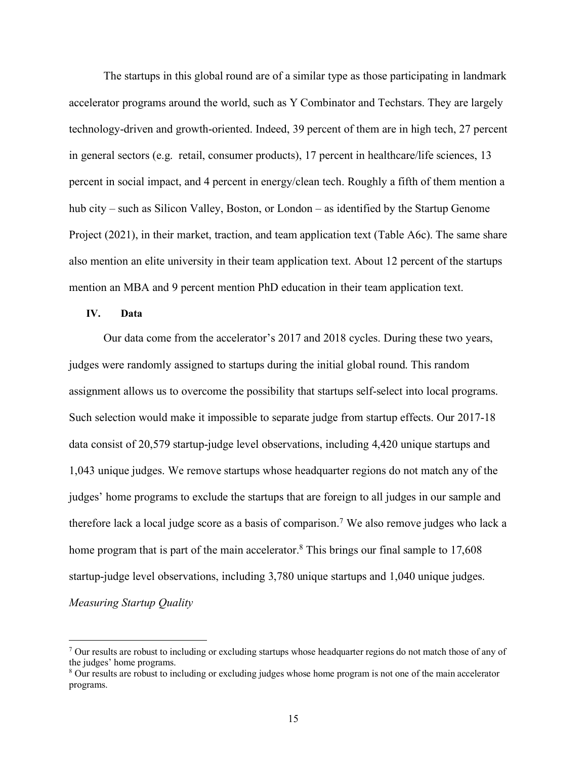The startups in this global round are of a similar type as those participating in landmark accelerator programs around the world, such as Y Combinator and Techstars. They are largely technology-driven and growth-oriented. Indeed, 39 percent of them are in high tech, 27 percent in general sectors (e.g. retail, consumer products), 17 percent in healthcare/life sciences, 13 percent in social impact, and 4 percent in energy/clean tech. Roughly a fifth of them mention a hub city – such as Silicon Valley, Boston, or London – as identified by the Startup Genome Project (2021), in their market, traction, and team application text (Table A6c). The same share also mention an elite university in their team application text. About 12 percent of the startups mention an MBA and 9 percent mention PhD education in their team application text.

## IV. Data

Our data come from the accelerator's 2017 and 2018 cycles. During these two years, judges were randomly assigned to startups during the initial global round. This random assignment allows us to overcome the possibility that startups self-select into local programs. Such selection would make it impossible to separate judge from startup effects. Our 2017-18 data consist of 20,579 startup-judge level observations, including 4,420 unique startups and 1,043 unique judges. We remove startups whose headquarter regions do not match any of the judges' home programs to exclude the startups that are foreign to all judges in our sample and therefore lack a local judge score as a basis of comparison.[7] We also remove judges who lack a home program that is part of the main accelerator.[8] This brings our final sample to 17,608 startup-judge level observations, including 3,780 unique startups and 1,040 unique judges.

*Measuring Startup Quality*

---

[7] Our results are robust to including or excluding startups whose headquarter regions do not match those of any of the judges' home programs.

[8] Our results are robust to including or excluding judges whose home program is not one of the main accelerator programs.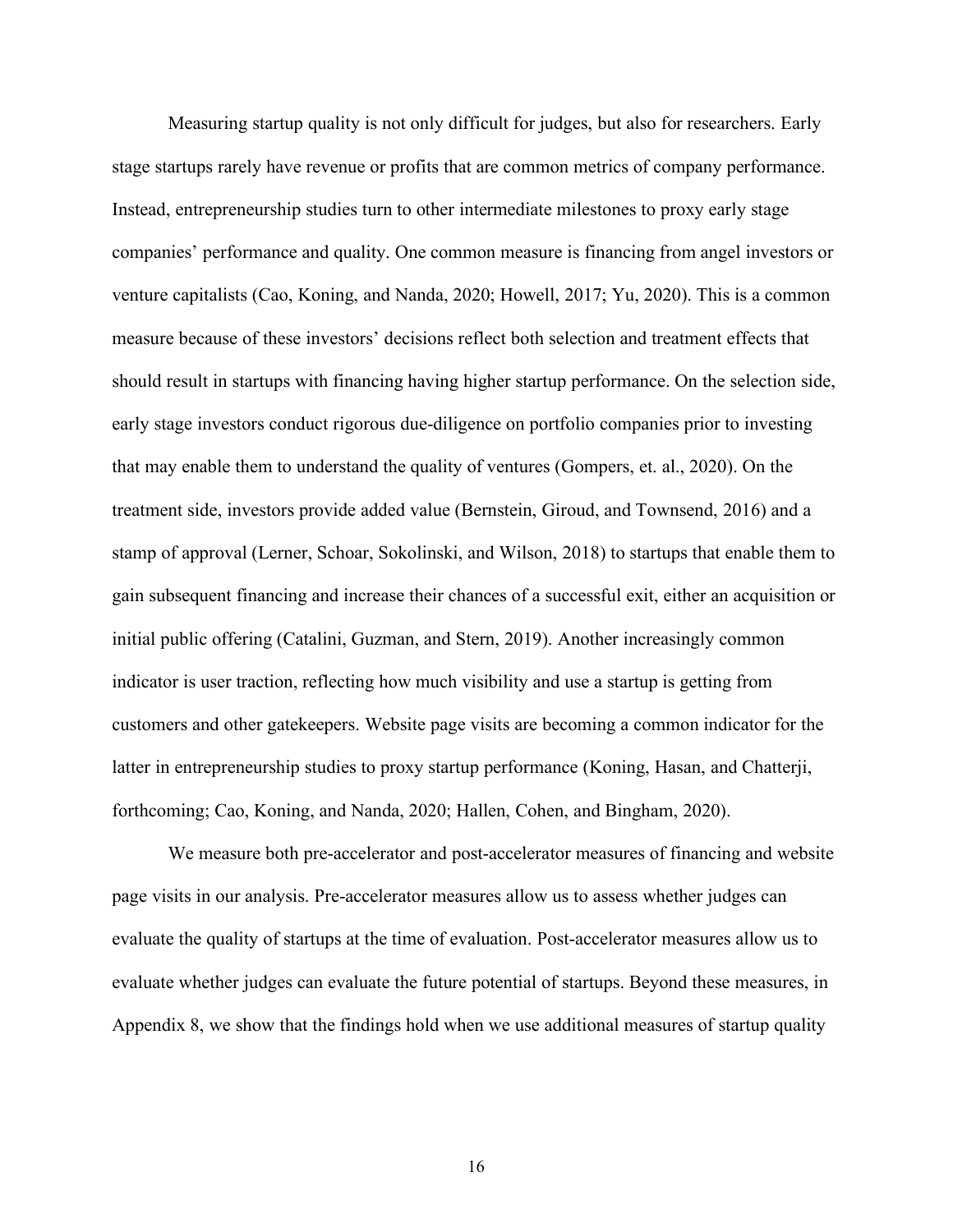Measuring startup quality is not only difficult for judges, but also for researchers. Early stage startups rarely have revenue or profits that are common metrics of company performance. Instead, entrepreneurship studies turn to other intermediate milestones to proxy early stage companies' performance and quality. One common measure is financing from angel investors or venture capitalists (Cao, Koning, and Nanda, 2020; Howell, 2017; Yu, 2020). This is a common measure because of these investors' decisions reflect both selection and treatment effects that should result in startups with financing having higher startup performance. On the selection side, early stage investors conduct rigorous due-diligence on portfolio companies prior to investing that may enable them to understand the quality of ventures (Gompers, et. al., 2020). On the treatment side, investors provide added value (Bernstein, Giroud, and Townsend, 2016) and a stamp of approval (Lerner, Schoar, Sokolinski, and Wilson, 2018) to startups that enable them to gain subsequent financing and increase their chances of a successful exit, either an acquisition or initial public offering (Catalini, Guzman, and Stern, 2019). Another increasingly common indicator is user traction, reflecting how much visibility and use a startup is getting from customers and other gatekeepers. Website page visits are becoming a common indicator for the latter in entrepreneurship studies to proxy startup performance (Koning, Hasan, and Chatterji, forthcoming; Cao, Koning, and Nanda, 2020; Hallen, Cohen, and Bingham, 2020).

We measure both pre-accelerator and post-accelerator measures of financing and website page visits in our analysis. Pre-accelerator measures allow us to assess whether judges can evaluate the quality of startups at the time of evaluation. Post-accelerator measures allow us to evaluate whether judges can evaluate the future potential of startups. Beyond these measures, in Appendix 8, we show that the findings hold when we use additional measures of startup quality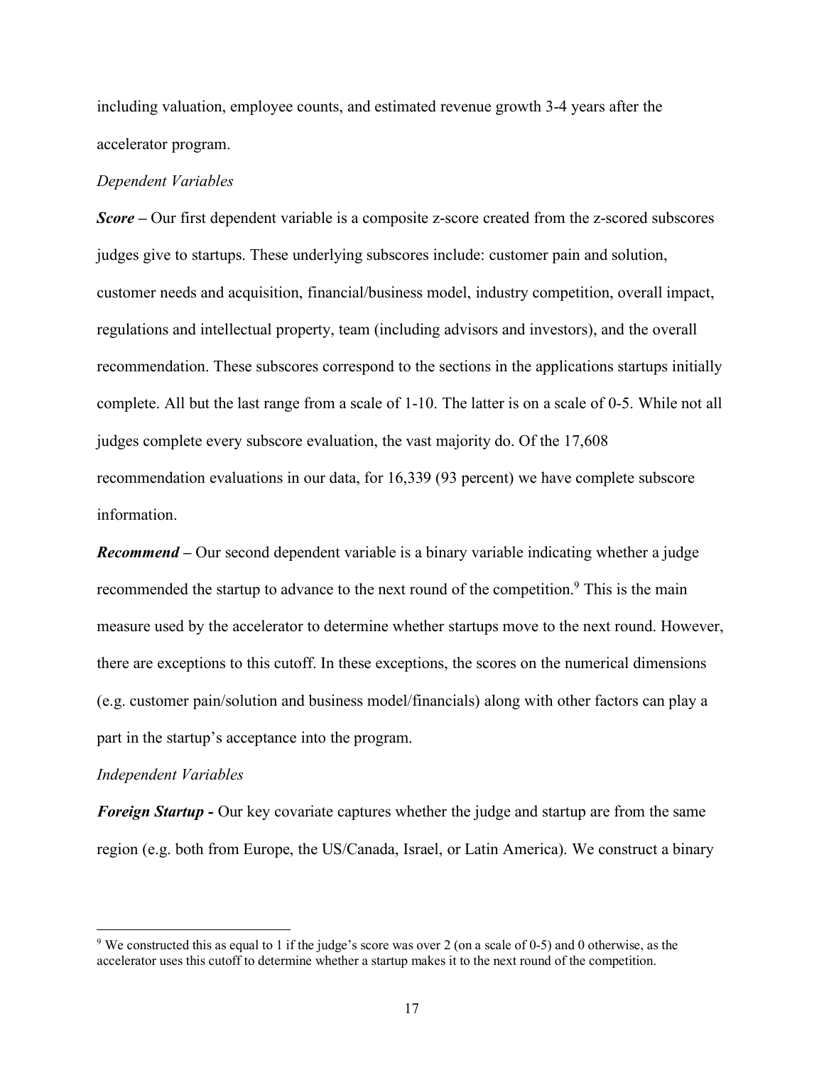including valuation, employee counts, and estimated revenue growth 3-4 years after the accelerator program.

*Dependent Variables*

***Score*** **–** Our first dependent variable is a composite z-score created from the z-scored subscores judges give to startups. These underlying subscores include: customer pain and solution, customer needs and acquisition, financial/business model, industry competition, overall impact, regulations and intellectual property, team (including advisors and investors), and the overall recommendation. These subscores correspond to the sections in the applications startups initially complete. All but the last range from a scale of 1-10. The latter is on a scale of 0-5. While not all judges complete every subscore evaluation, the vast majority do. Of the 17,608 recommendation evaluations in our data, for 16,339 (93 percent) we have complete subscore information.

***Recommend*** **–** Our second dependent variable is a binary variable indicating whether a judge recommended the startup to advance to the next round of the competition.[9] This is the main measure used by the accelerator to determine whether startups move to the next round. However, there are exceptions to this cutoff. In these exceptions, the scores on the numerical dimensions (e.g. customer pain/solution and business model/financials) along with other factors can play a part in the startup's acceptance into the program.

*Independent Variables*

***Foreign Startup*** **-** Our key covariate captures whether the judge and startup are from the same region (e.g. both from Europe, the US/Canada, Israel, or Latin America). We construct a binary

---

[9] We constructed this as equal to 1 if the judge's score was over 2 (on a scale of 0-5) and 0 otherwise, as the accelerator uses this cutoff to determine whether a startup makes it to the next round of the competition.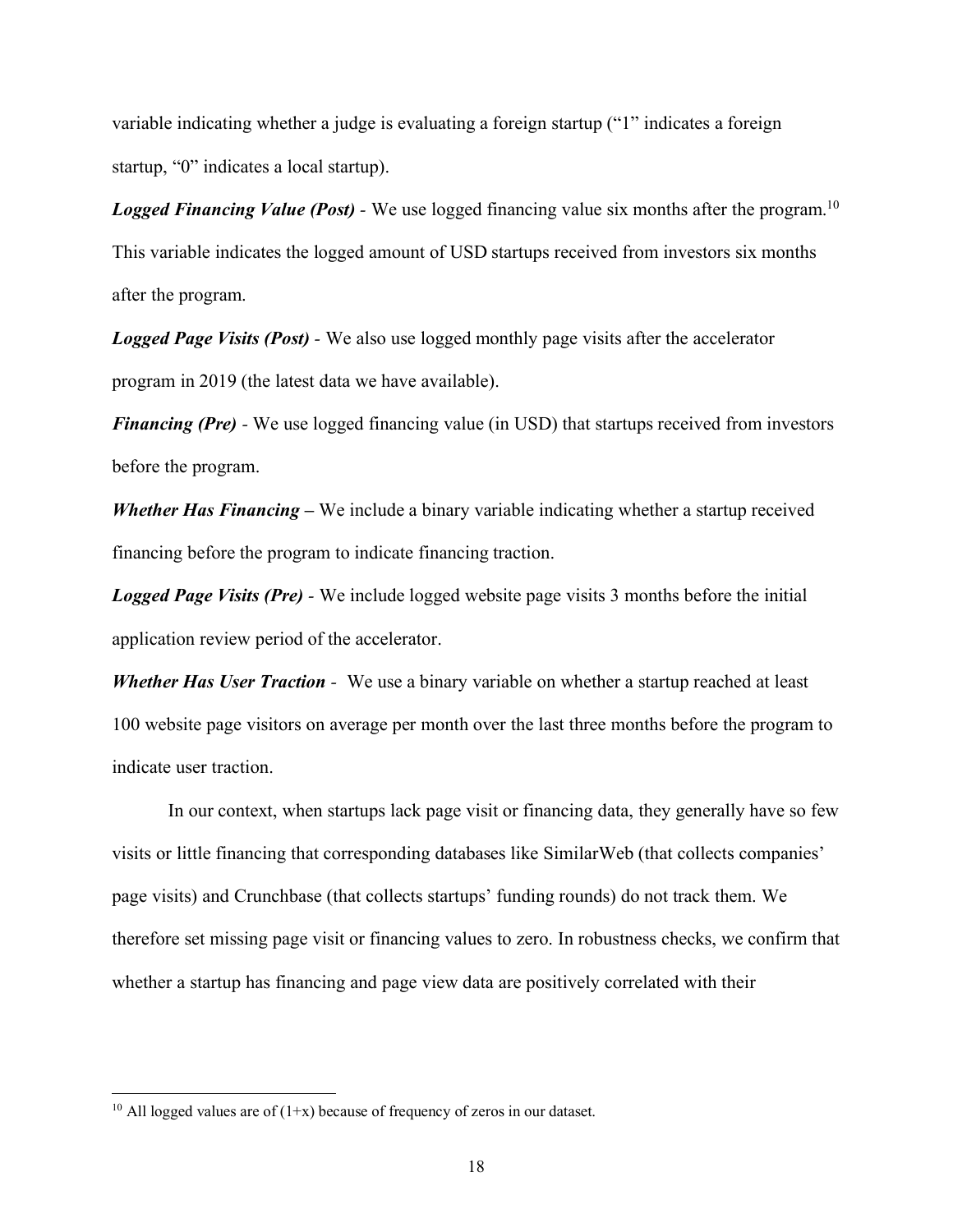variable indicating whether a judge is evaluating a foreign startup ("1" indicates a foreign startup, "0" indicates a local startup).

***Logged Financing Value (Post)*** - We use logged financing value six months after the program.[10] This variable indicates the logged amount of USD startups received from investors six months after the program.

***Logged Page Visits (Post)*** - We also use logged monthly page visits after the accelerator program in 2019 (the latest data we have available).

***Financing (Pre)*** - We use logged financing value (in USD) that startups received from investors before the program.

***Whether Has Financing*** **–** We include a binary variable indicating whether a startup received financing before the program to indicate financing traction.

***Logged Page Visits (Pre)*** - We include logged website page visits 3 months before the initial application review period of the accelerator.

***Whether Has User Traction*** - We use a binary variable on whether a startup reached at least 100 website page visitors on average per month over the last three months before the program to indicate user traction.

In our context, when startups lack page visit or financing data, they generally have so few visits or little financing that corresponding databases like SimilarWeb (that collects companies' page visits) and Crunchbase (that collects startups' funding rounds) do not track them. We therefore set missing page visit or financing values to zero. In robustness checks, we confirm that whether a startup has financing and page view data are positively correlated with their

[10] All logged values are of (1+x) because of frequency of zeros in our dataset.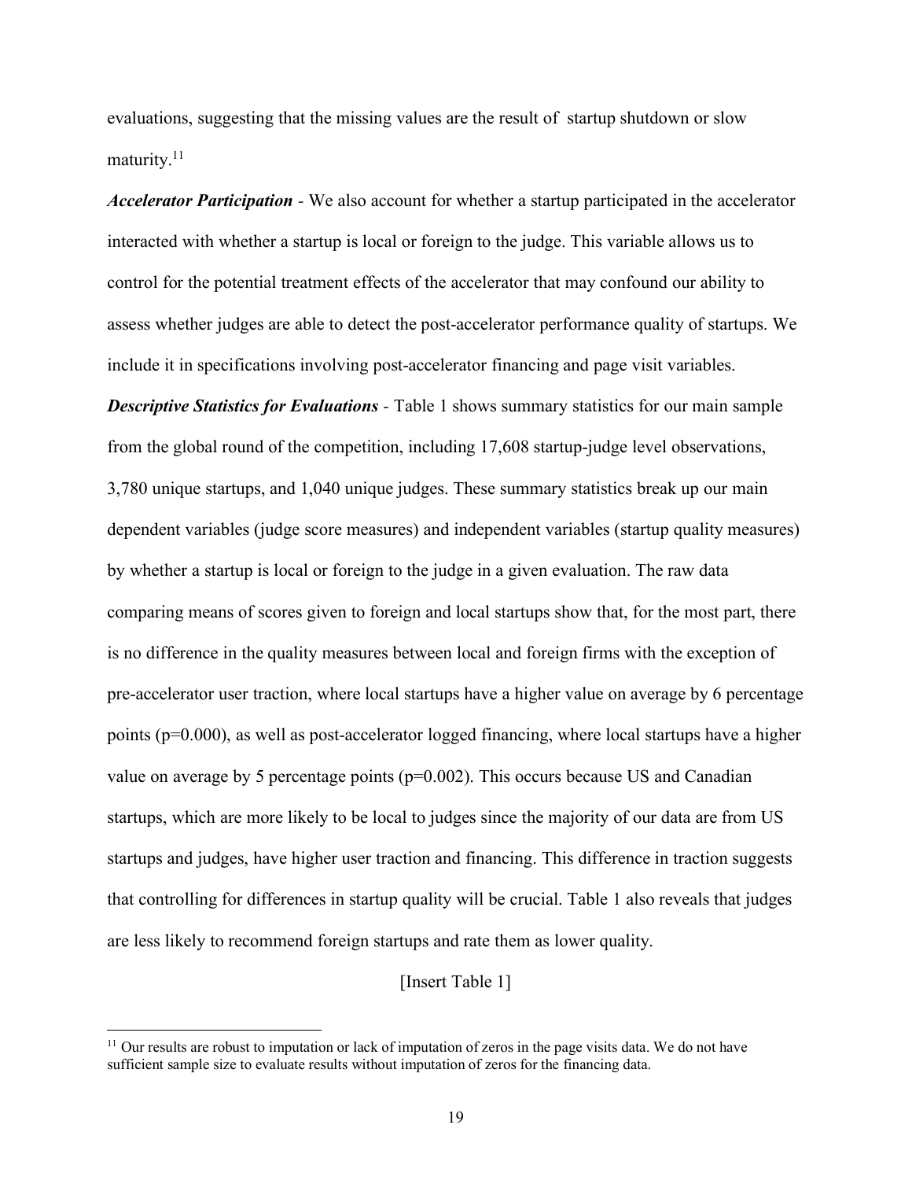evaluations, suggesting that the missing values are the result of  startup shutdown or slow maturity.[11]

***Accelerator Participation*** - We also account for whether a startup participated in the accelerator interacted with whether a startup is local or foreign to the judge. This variable allows us to control for the potential treatment effects of the accelerator that may confound our ability to assess whether judges are able to detect the post-accelerator performance quality of startups. We include it in specifications involving post-accelerator financing and page visit variables.

***Descriptive Statistics for Evaluations*** - Table 1 shows summary statistics for our main sample from the global round of the competition, including 17,608 startup-judge level observations, 3,780 unique startups, and 1,040 unique judges. These summary statistics break up our main dependent variables (judge score measures) and independent variables (startup quality measures) by whether a startup is local or foreign to the judge in a given evaluation. The raw data comparing means of scores given to foreign and local startups show that, for the most part, there is no difference in the quality measures between local and foreign firms with the exception of pre-accelerator user traction, where local startups have a higher value on average by 6 percentage points ($p=0.000$), as well as post-accelerator logged financing, where local startups have a higher value on average by 5 percentage points ($p=0.002$). This occurs because US and Canadian startups, which are more likely to be local to judges since the majority of our data are from US startups and judges, have higher user traction and financing. This difference in traction suggests that controlling for differences in startup quality will be crucial. Table 1 also reveals that judges are less likely to recommend foreign startups and rate them as lower quality.

[Insert Table 1]

[11] Our results are robust to imputation or lack of imputation of zeros in the page visits data. We do not have sufficient sample size to evaluate results without imputation of zeros for the financing data.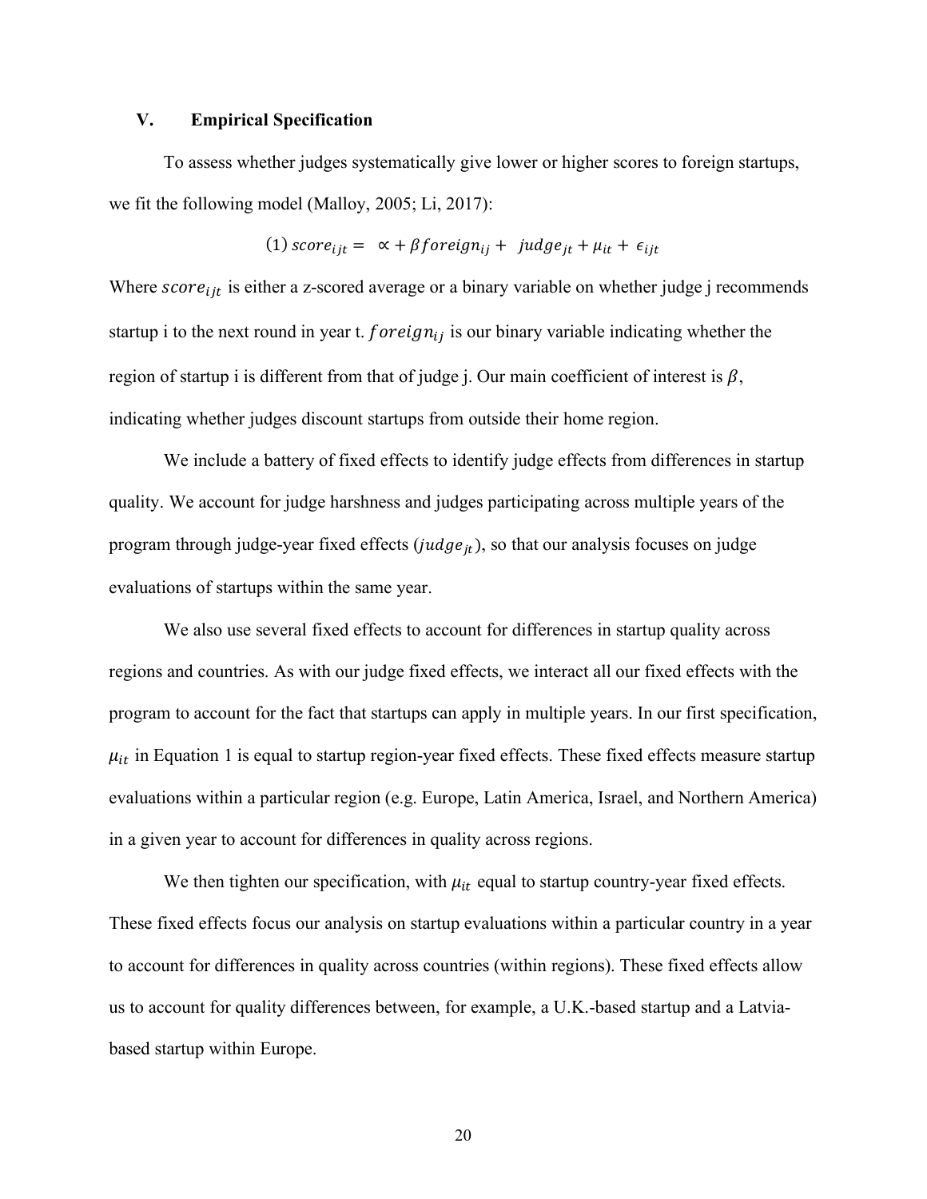## V. Empirical Specification

To assess whether judges systematically give lower or higher scores to foreign startups, we fit the following model (Malloy, 2005; Li, 2017):

$$(1)\ score_{ijt} = \propto + \beta foreign_{ij} + judge_{jt} + \mu_{it} + \epsilon_{ijt}$$

Where $score_{ijt}$ is either a z-scored average or a binary variable on whether judge j recommends startup i to the next round in year t. $foreign_{ij}$ is our binary variable indicating whether the region of startup i is different from that of judge j. Our main coefficient of interest is $\beta$, indicating whether judges discount startups from outside their home region.

We include a battery of fixed effects to identify judge effects from differences in startup quality. We account for judge harshness and judges participating across multiple years of the program through judge-year fixed effects ($judge_{jt}$), so that our analysis focuses on judge evaluations of startups within the same year.

We also use several fixed effects to account for differences in startup quality across regions and countries. As with our judge fixed effects, we interact all our fixed effects with the program to account for the fact that startups can apply in multiple years. In our first specification, $\mu_{it}$ in Equation 1 is equal to startup region-year fixed effects. These fixed effects measure startup evaluations within a particular region (e.g. Europe, Latin America, Israel, and Northern America) in a given year to account for differences in quality across regions.

We then tighten our specification, with $\mu_{it}$ equal to startup country-year fixed effects. These fixed effects focus our analysis on startup evaluations within a particular country in a year to account for differences in quality across countries (within regions). These fixed effects allow us to account for quality differences between, for example, a U.K.-based startup and a Latvia-based startup within Europe.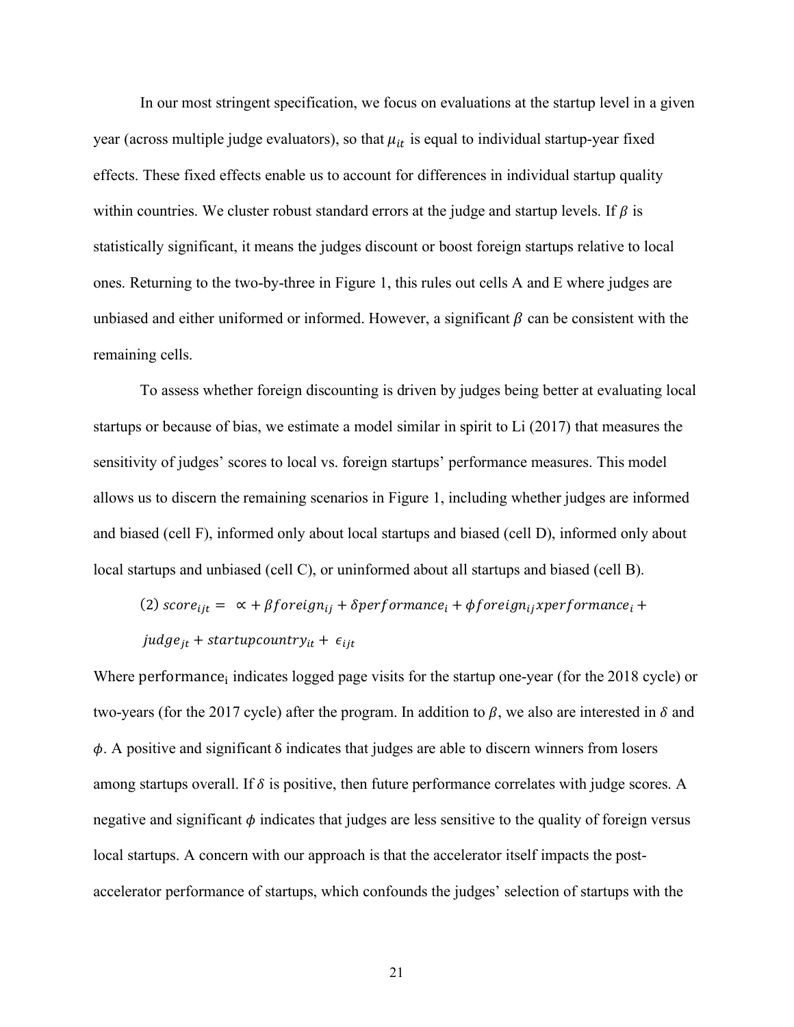In our most stringent specification, we focus on evaluations at the startup level in a given year (across multiple judge evaluators), so that $\mu_{it}$ is equal to individual startup-year fixed effects. These fixed effects enable us to account for differences in individual startup quality within countries. We cluster robust standard errors at the judge and startup levels. If $\beta$ is statistically significant, it means the judges discount or boost foreign startups relative to local ones. Returning to the two-by-three in Figure 1, this rules out cells A and E where judges are unbiased and either uniformed or informed. However, a significant $\beta$ can be consistent with the remaining cells.

To assess whether foreign discounting is driven by judges being better at evaluating local startups or because of bias, we estimate a model similar in spirit to Li (2017) that measures the sensitivity of judges' scores to local vs. foreign startups' performance measures. This model allows us to discern the remaining scenarios in Figure 1, including whether judges are informed and biased (cell F), informed only about local startups and biased (cell D), informed only about local startups and unbiased (cell C), or uninformed about all startups and biased (cell B).

$$(2)\ score_{ijt} = \propto + \beta foreign_{ij} + \delta performance_i + \phi foreign_{ij} x performance_i + judge_{jt} + startupcountry_{it} + \epsilon_{ijt}$$

Where $performance_i$ indicates logged page visits for the startup one-year (for the 2018 cycle) or two-years (for the 2017 cycle) after the program. In addition to $\beta$, we also are interested in $\delta$ and $\phi$. A positive and significant $\delta$ indicates that judges are able to discern winners from losers among startups overall. If $\delta$ is positive, then future performance correlates with judge scores. A negative and significant $\phi$ indicates that judges are less sensitive to the quality of foreign versus local startups. A concern with our approach is that the accelerator itself impacts the post-accelerator performance of startups, which confounds the judges' selection of startups with the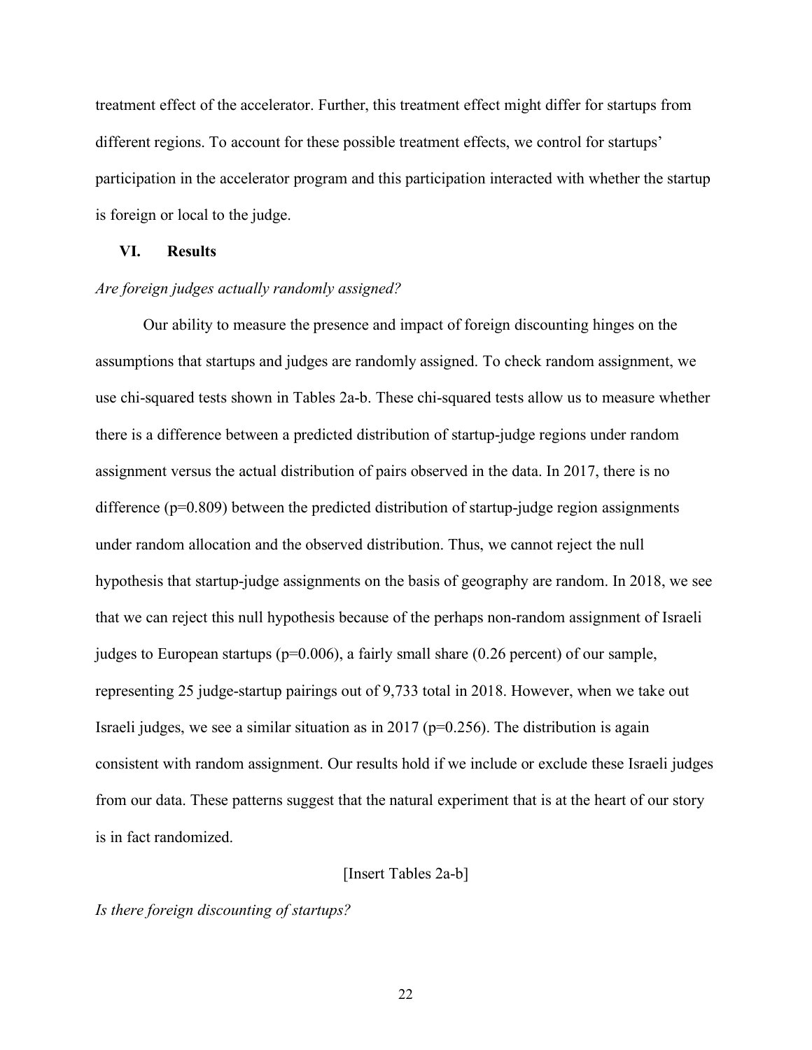treatment effect of the accelerator. Further, this treatment effect might differ for startups from different regions. To account for these possible treatment effects, we control for startups' participation in the accelerator program and this participation interacted with whether the startup is foreign or local to the judge.

## VI. Results

*Are foreign judges actually randomly assigned?*

Our ability to measure the presence and impact of foreign discounting hinges on the assumptions that startups and judges are randomly assigned. To check random assignment, we use chi-squared tests shown in Tables 2a-b. These chi-squared tests allow us to measure whether there is a difference between a predicted distribution of startup-judge regions under random assignment versus the actual distribution of pairs observed in the data. In 2017, there is no difference ($p=0.809$) between the predicted distribution of startup-judge region assignments under random allocation and the observed distribution. Thus, we cannot reject the null hypothesis that startup-judge assignments on the basis of geography are random. In 2018, we see that we can reject this null hypothesis because of the perhaps non-random assignment of Israeli judges to European startups ($p=0.006$), a fairly small share (0.26 percent) of our sample, representing 25 judge-startup pairings out of 9,733 total in 2018. However, when we take out Israeli judges, we see a similar situation as in 2017 ($p=0.256$). The distribution is again consistent with random assignment. Our results hold if we include or exclude these Israeli judges from our data. These patterns suggest that the natural experiment that is at the heart of our story is in fact randomized.

[Insert Tables 2a-b]

*Is there foreign discounting of startups?*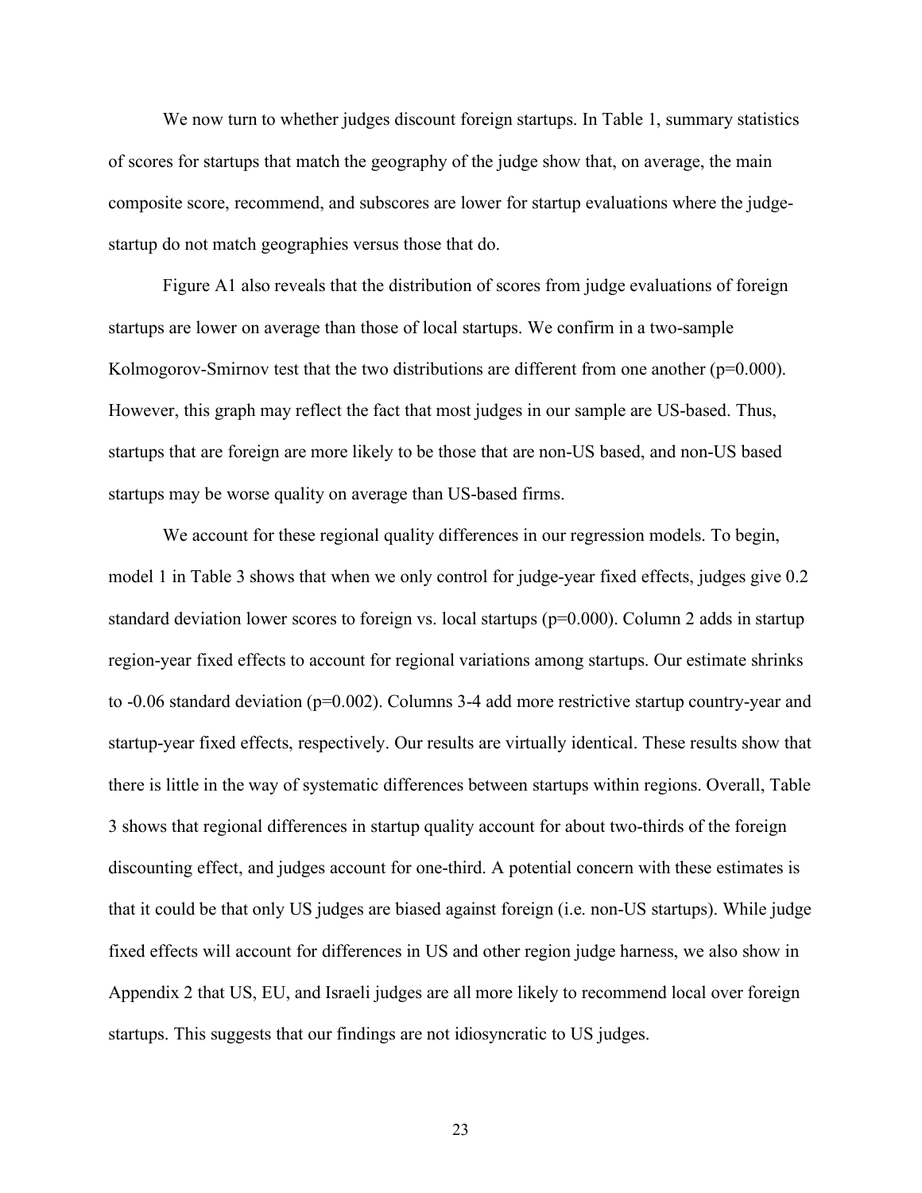We now turn to whether judges discount foreign startups. In Table 1, summary statistics of scores for startups that match the geography of the judge show that, on average, the main composite score, recommend, and subscores are lower for startup evaluations where the judge-startup do not match geographies versus those that do.

Figure A1 also reveals that the distribution of scores from judge evaluations of foreign startups are lower on average than those of local startups. We confirm in a two-sample Kolmogorov-Smirnov test that the two distributions are different from one another (p=0.000). However, this graph may reflect the fact that most judges in our sample are US-based. Thus, startups that are foreign are more likely to be those that are non-US based, and non-US based startups may be worse quality on average than US-based firms.

We account for these regional quality differences in our regression models. To begin, model 1 in Table 3 shows that when we only control for judge-year fixed effects, judges give 0.2 standard deviation lower scores to foreign vs. local startups (p=0.000). Column 2 adds in startup region-year fixed effects to account for regional variations among startups. Our estimate shrinks to -0.06 standard deviation (p=0.002). Columns 3-4 add more restrictive startup country-year and startup-year fixed effects, respectively. Our results are virtually identical. These results show that there is little in the way of systematic differences between startups within regions. Overall, Table 3 shows that regional differences in startup quality account for about two-thirds of the foreign discounting effect, and judges account for one-third. A potential concern with these estimates is that it could be that only US judges are biased against foreign (i.e. non-US startups). While judge fixed effects will account for differences in US and other region judge harness, we also show in Appendix 2 that US, EU, and Israeli judges are all more likely to recommend local over foreign startups. This suggests that our findings are not idiosyncratic to US judges.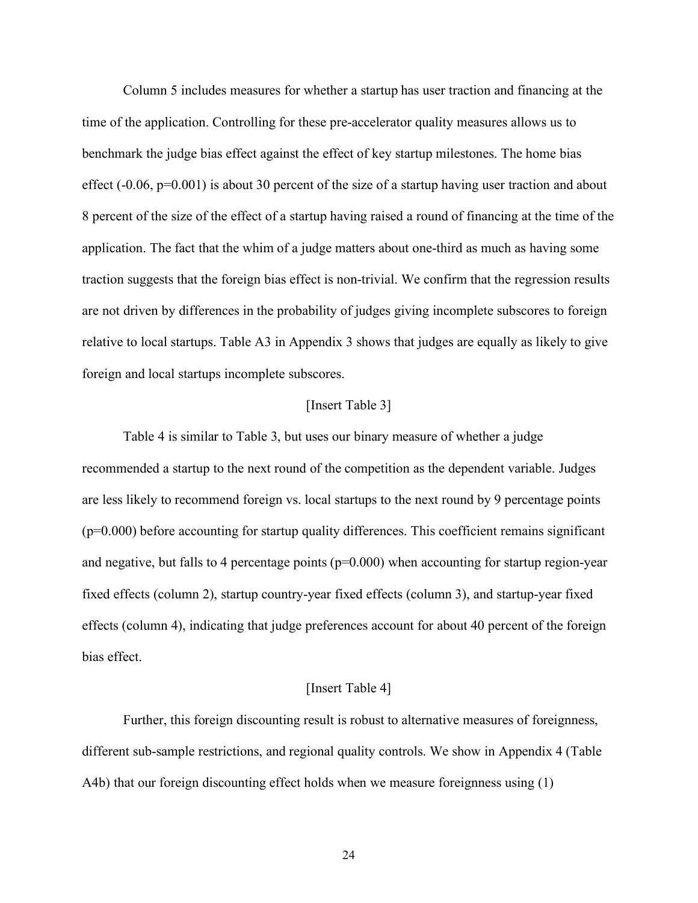Column 5 includes measures for whether a startup has user traction and financing at the time of the application. Controlling for these pre-accelerator quality measures allows us to benchmark the judge bias effect against the effect of key startup milestones. The home bias effect (-0.06, p=0.001) is about 30 percent of the size of a startup having user traction and about 8 percent of the size of the effect of a startup having raised a round of financing at the time of the application. The fact that the whim of a judge matters about one-third as much as having some traction suggests that the foreign bias effect is non-trivial. We confirm that the regression results are not driven by differences in the probability of judges giving incomplete subscores to foreign relative to local startups. Table A3 in Appendix 3 shows that judges are equally as likely to give foreign and local startups incomplete subscores.

[Insert Table 3]

Table 4 is similar to Table 3, but uses our binary measure of whether a judge recommended a startup to the next round of the competition as the dependent variable. Judges are less likely to recommend foreign vs. local startups to the next round by 9 percentage points (p=0.000) before accounting for startup quality differences. This coefficient remains significant and negative, but falls to 4 percentage points (p=0.000) when accounting for startup region-year fixed effects (column 2), startup country-year fixed effects (column 3), and startup-year fixed effects (column 4), indicating that judge preferences account for about 40 percent of the foreign bias effect.

[Insert Table 4]

Further, this foreign discounting result is robust to alternative measures of foreignness, different sub-sample restrictions, and regional quality controls. We show in Appendix 4 (Table A4b) that our foreign discounting effect holds when we measure foreignness using (1)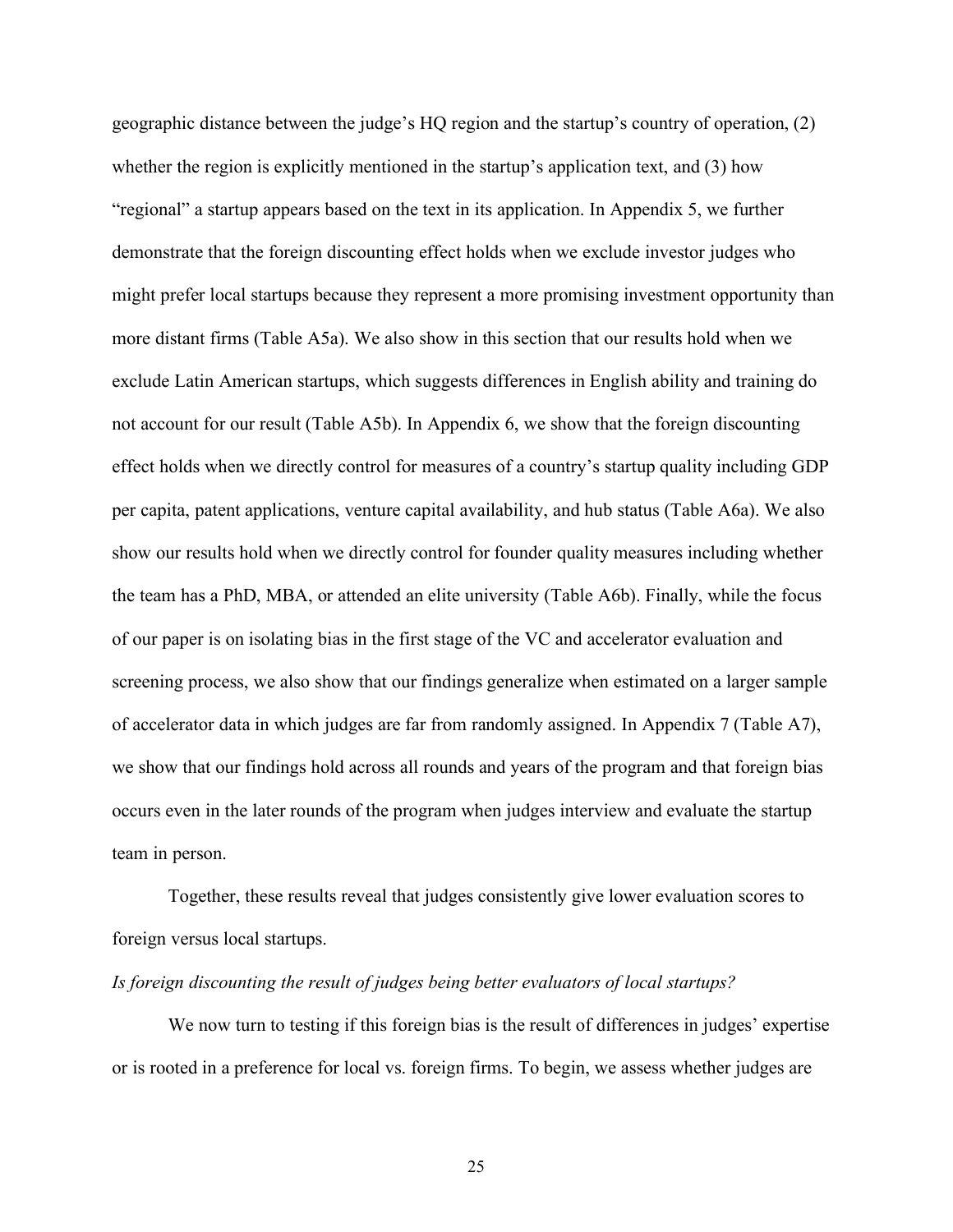geographic distance between the judge's HQ region and the startup's country of operation, (2) whether the region is explicitly mentioned in the startup's application text, and (3) how "regional" a startup appears based on the text in its application. In Appendix 5, we further demonstrate that the foreign discounting effect holds when we exclude investor judges who might prefer local startups because they represent a more promising investment opportunity than more distant firms (Table A5a). We also show in this section that our results hold when we exclude Latin American startups, which suggests differences in English ability and training do not account for our result (Table A5b). In Appendix 6, we show that the foreign discounting effect holds when we directly control for measures of a country's startup quality including GDP per capita, patent applications, venture capital availability, and hub status (Table A6a). We also show our results hold when we directly control for founder quality measures including whether the team has a PhD, MBA, or attended an elite university (Table A6b). Finally, while the focus of our paper is on isolating bias in the first stage of the VC and accelerator evaluation and screening process, we also show that our findings generalize when estimated on a larger sample of accelerator data in which judges are far from randomly assigned. In Appendix 7 (Table A7), we show that our findings hold across all rounds and years of the program and that foreign bias occurs even in the later rounds of the program when judges interview and evaluate the startup team in person.

Together, these results reveal that judges consistently give lower evaluation scores to foreign versus local startups.

*Is foreign discounting the result of judges being better evaluators of local startups?*

We now turn to testing if this foreign bias is the result of differences in judges' expertise or is rooted in a preference for local vs. foreign firms. To begin, we assess whether judges are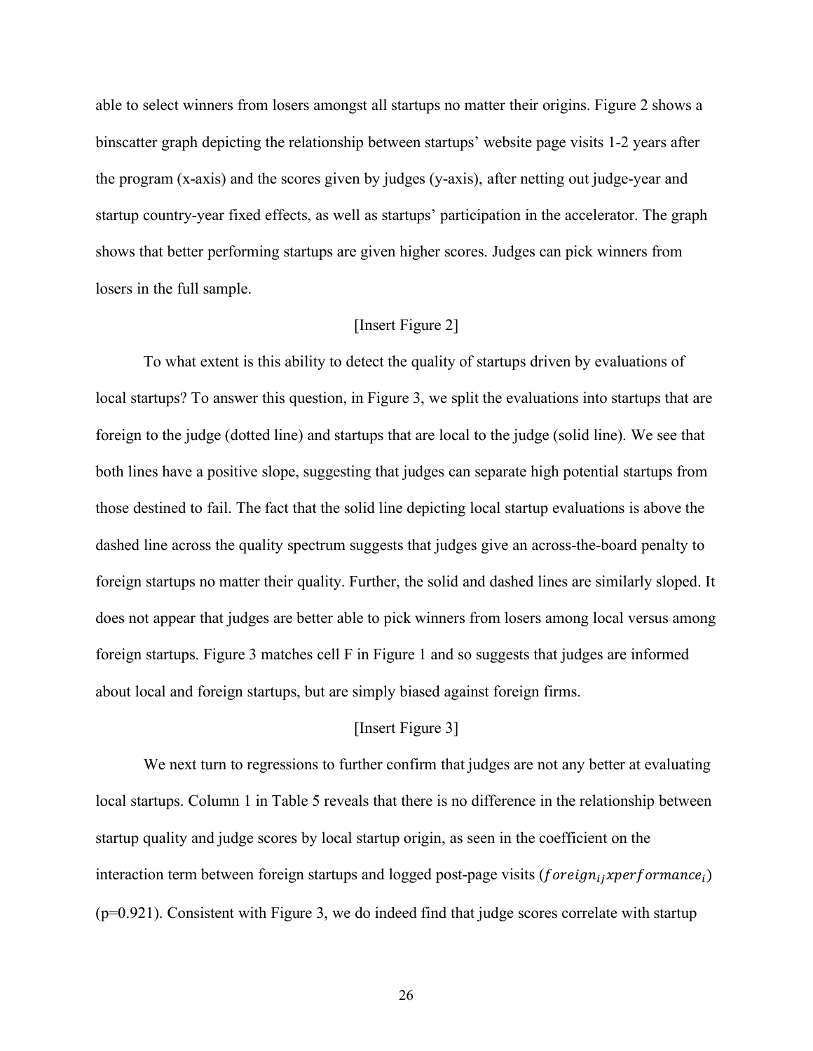able to select winners from losers amongst all startups no matter their origins. Figure 2 shows a binscatter graph depicting the relationship between startups' website page visits 1-2 years after the program (x-axis) and the scores given by judges (y-axis), after netting out judge-year and startup country-year fixed effects, as well as startups' participation in the accelerator. The graph shows that better performing startups are given higher scores. Judges can pick winners from losers in the full sample.

[Insert Figure 2]

To what extent is this ability to detect the quality of startups driven by evaluations of local startups? To answer this question, in Figure 3, we split the evaluations into startups that are foreign to the judge (dotted line) and startups that are local to the judge (solid line). We see that both lines have a positive slope, suggesting that judges can separate high potential startups from those destined to fail. The fact that the solid line depicting local startup evaluations is above the dashed line across the quality spectrum suggests that judges give an across-the-board penalty to foreign startups no matter their quality. Further, the solid and dashed lines are similarly sloped. It does not appear that judges are better able to pick winners from losers among local versus among foreign startups. Figure 3 matches cell F in Figure 1 and so suggests that judges are informed about local and foreign startups, but are simply biased against foreign firms.

[Insert Figure 3]

We next turn to regressions to further confirm that judges are not any better at evaluating local startups. Column 1 in Table 5 reveals that there is no difference in the relationship between startup quality and judge scores by local startup origin, as seen in the coefficient on the interaction term between foreign startups and logged post-page visits ($foreign_{ij} x performance_i$) (p=0.921). Consistent with Figure 3, we do indeed find that judge scores correlate with startup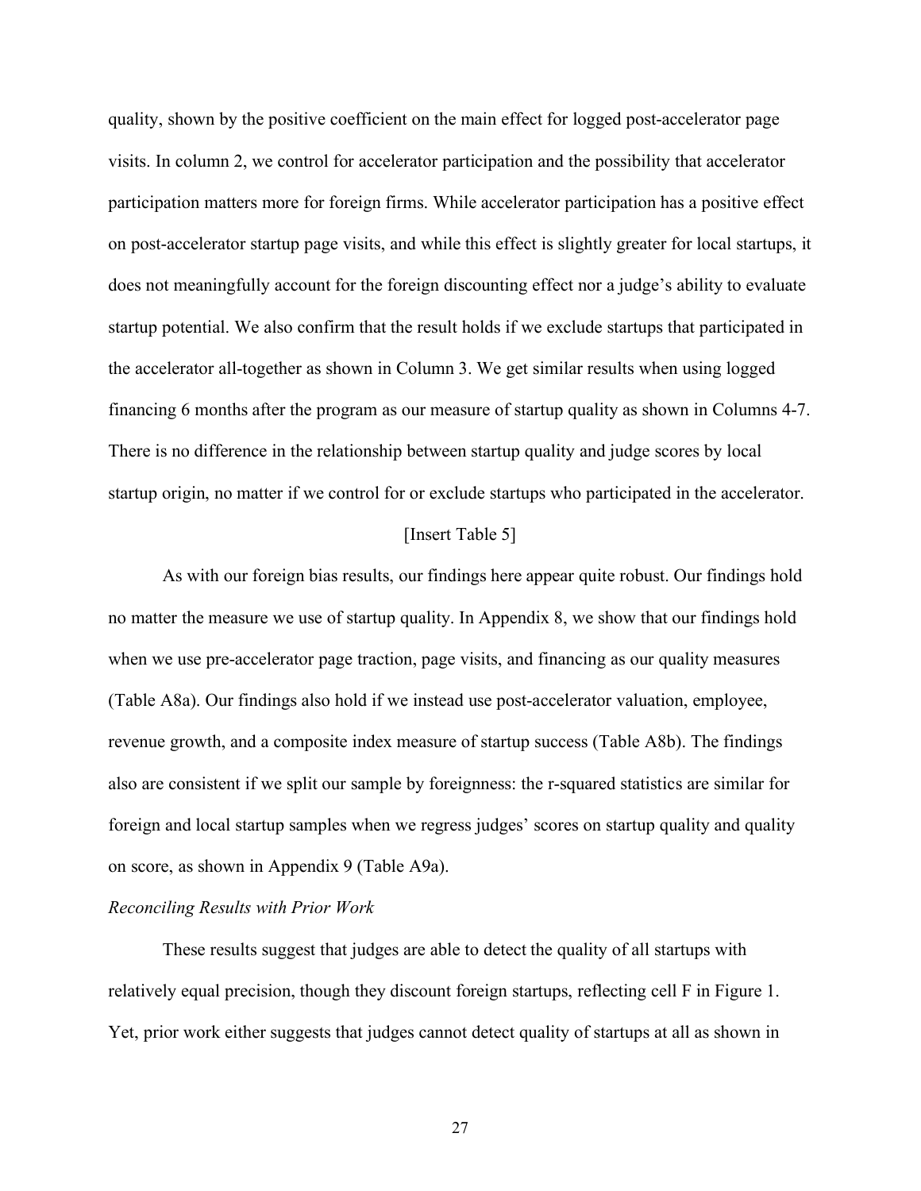quality, shown by the positive coefficient on the main effect for logged post-accelerator page visits. In column 2, we control for accelerator participation and the possibility that accelerator participation matters more for foreign firms. While accelerator participation has a positive effect on post-accelerator startup page visits, and while this effect is slightly greater for local startups, it does not meaningfully account for the foreign discounting effect nor a judge's ability to evaluate startup potential. We also confirm that the result holds if we exclude startups that participated in the accelerator all-together as shown in Column 3. We get similar results when using logged financing 6 months after the program as our measure of startup quality as shown in Columns 4-7. There is no difference in the relationship between startup quality and judge scores by local startup origin, no matter if we control for or exclude startups who participated in the accelerator.

[Insert Table 5]

As with our foreign bias results, our findings here appear quite robust. Our findings hold no matter the measure we use of startup quality. In Appendix 8, we show that our findings hold when we use pre-accelerator page traction, page visits, and financing as our quality measures (Table A8a). Our findings also hold if we instead use post-accelerator valuation, employee, revenue growth, and a composite index measure of startup success (Table A8b). The findings also are consistent if we split our sample by foreignness: the r-squared statistics are similar for foreign and local startup samples when we regress judges' scores on startup quality and quality on score, as shown in Appendix 9 (Table A9a).

*Reconciling Results with Prior Work*

These results suggest that judges are able to detect the quality of all startups with relatively equal precision, though they discount foreign startups, reflecting cell F in Figure 1. Yet, prior work either suggests that judges cannot detect quality of startups at all as shown in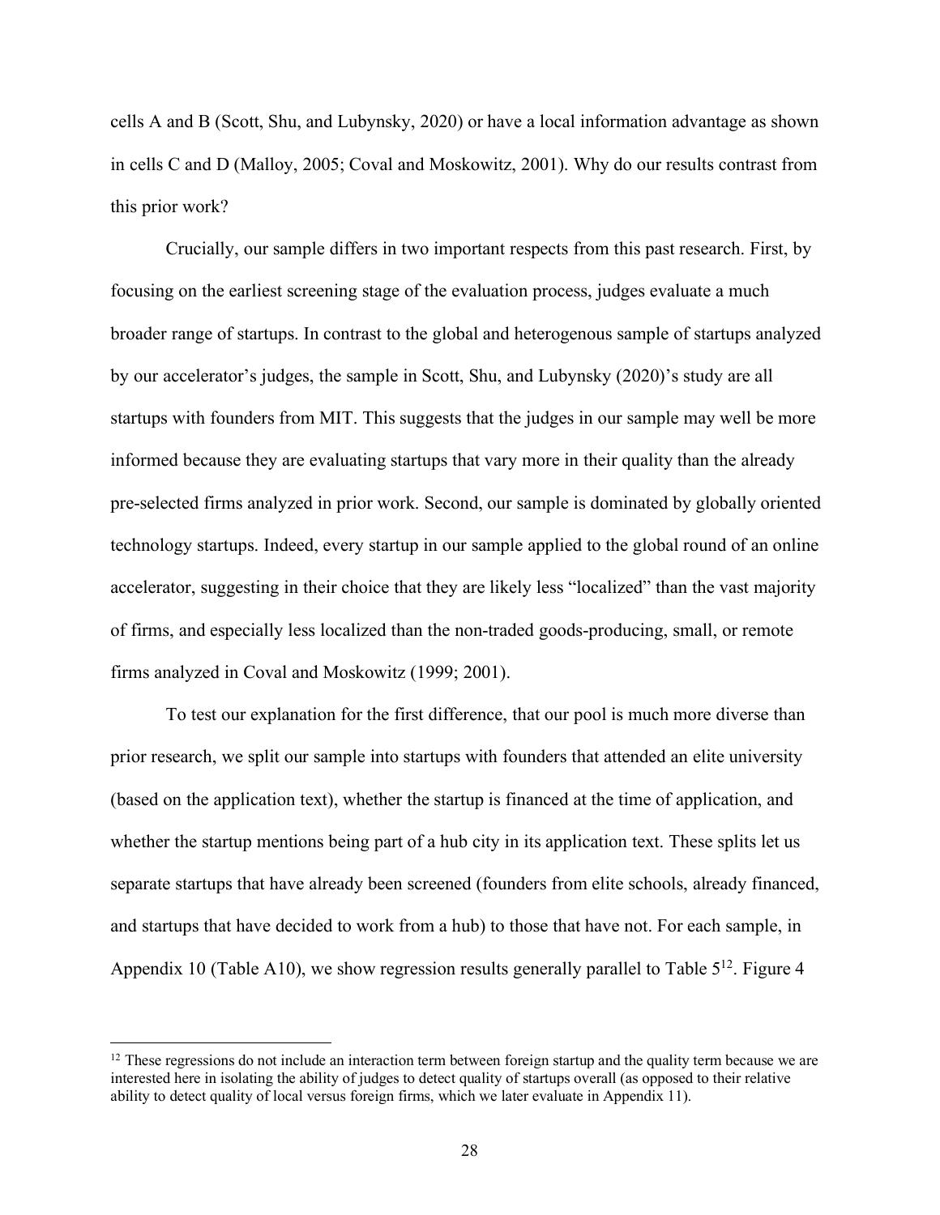cells A and B (Scott, Shu, and Lubynsky, 2020) or have a local information advantage as shown in cells C and D (Malloy, 2005; Coval and Moskowitz, 2001). Why do our results contrast from this prior work?

Crucially, our sample differs in two important respects from this past research. First, by focusing on the earliest screening stage of the evaluation process, judges evaluate a much broader range of startups. In contrast to the global and heterogenous sample of startups analyzed by our accelerator's judges, the sample in Scott, Shu, and Lubynsky (2020)'s study are all startups with founders from MIT. This suggests that the judges in our sample may well be more informed because they are evaluating startups that vary more in their quality than the already pre-selected firms analyzed in prior work. Second, our sample is dominated by globally oriented technology startups. Indeed, every startup in our sample applied to the global round of an online accelerator, suggesting in their choice that they are likely less "localized" than the vast majority of firms, and especially less localized than the non-traded goods-producing, small, or remote firms analyzed in Coval and Moskowitz (1999; 2001).

To test our explanation for the first difference, that our pool is much more diverse than prior research, we split our sample into startups with founders that attended an elite university (based on the application text), whether the startup is financed at the time of application, and whether the startup mentions being part of a hub city in its application text. These splits let us separate startups that have already been screened (founders from elite schools, already financed, and startups that have decided to work from a hub) to those that have not. For each sample, in Appendix 10 (Table A10), we show regression results generally parallel to Table 5[12]. Figure 4

[12] These regressions do not include an interaction term between foreign startup and the quality term because we are interested here in isolating the ability of judges to detect quality of startups overall (as opposed to their relative ability to detect quality of local versus foreign firms, which we later evaluate in Appendix 11).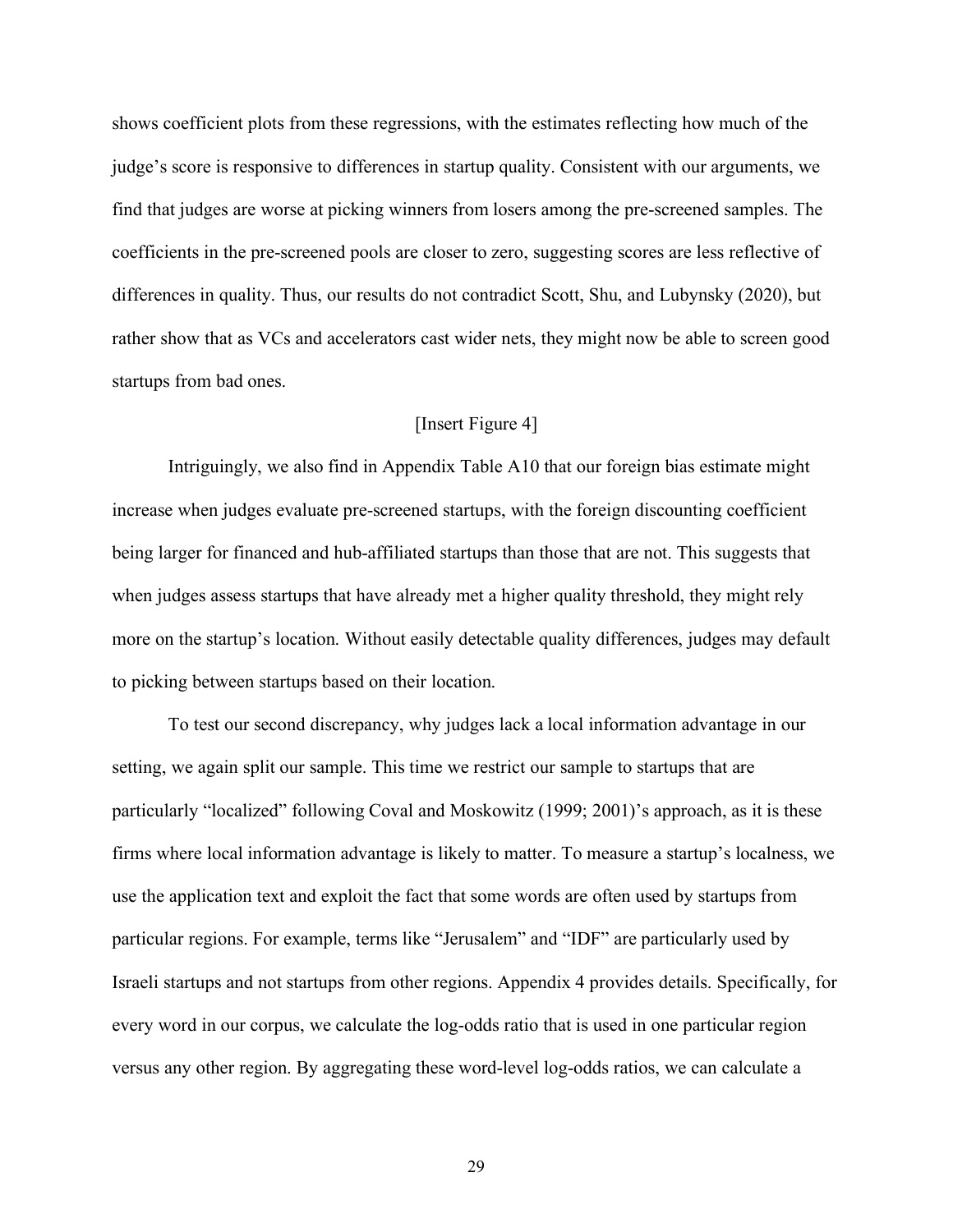shows coefficient plots from these regressions, with the estimates reflecting how much of the judge's score is responsive to differences in startup quality. Consistent with our arguments, we find that judges are worse at picking winners from losers among the pre-screened samples. The coefficients in the pre-screened pools are closer to zero, suggesting scores are less reflective of differences in quality. Thus, our results do not contradict Scott, Shu, and Lubynsky (2020), but rather show that as VCs and accelerators cast wider nets, they might now be able to screen good startups from bad ones.

[Insert Figure 4]

Intriguingly, we also find in Appendix Table A10 that our foreign bias estimate might increase when judges evaluate pre-screened startups, with the foreign discounting coefficient being larger for financed and hub-affiliated startups than those that are not. This suggests that when judges assess startups that have already met a higher quality threshold, they might rely more on the startup's location. Without easily detectable quality differences, judges may default to picking between startups based on their location.

To test our second discrepancy, why judges lack a local information advantage in our setting, we again split our sample. This time we restrict our sample to startups that are particularly "localized" following Coval and Moskowitz (1999; 2001)'s approach, as it is these firms where local information advantage is likely to matter. To measure a startup's localness, we use the application text and exploit the fact that some words are often used by startups from particular regions. For example, terms like "Jerusalem" and "IDF" are particularly used by Israeli startups and not startups from other regions. Appendix 4 provides details. Specifically, for every word in our corpus, we calculate the log-odds ratio that is used in one particular region versus any other region. By aggregating these word-level log-odds ratios, we can calculate a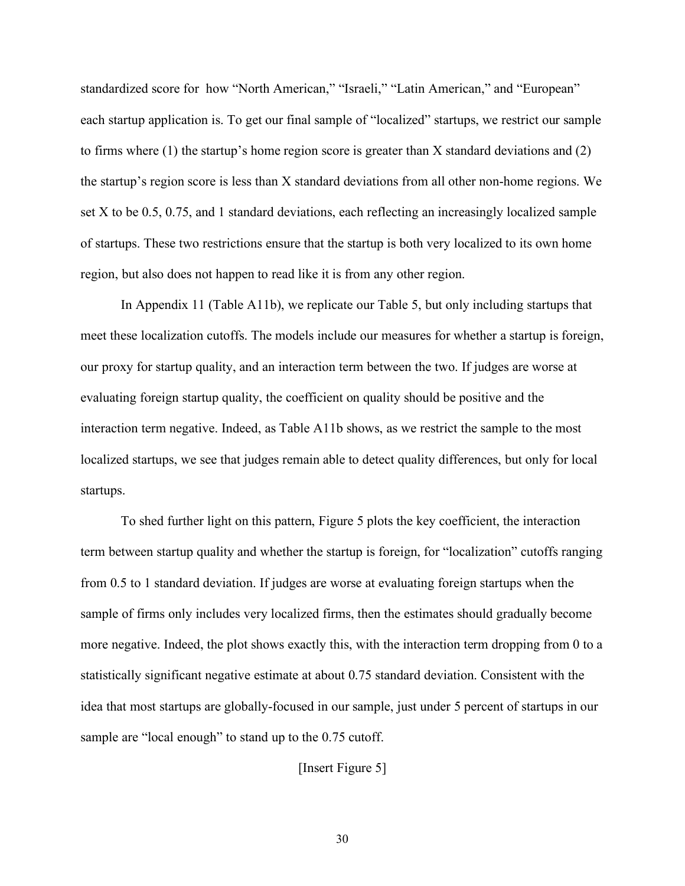standardized score for how "North American," "Israeli," "Latin American," and "European" each startup application is. To get our final sample of "localized" startups, we restrict our sample to firms where (1) the startup's home region score is greater than X standard deviations and (2) the startup's region score is less than X standard deviations from all other non-home regions. We set X to be 0.5, 0.75, and 1 standard deviations, each reflecting an increasingly localized sample of startups. These two restrictions ensure that the startup is both very localized to its own home region, but also does not happen to read like it is from any other region.

In Appendix 11 (Table A11b), we replicate our Table 5, but only including startups that meet these localization cutoffs. The models include our measures for whether a startup is foreign, our proxy for startup quality, and an interaction term between the two. If judges are worse at evaluating foreign startup quality, the coefficient on quality should be positive and the interaction term negative. Indeed, as Table A11b shows, as we restrict the sample to the most localized startups, we see that judges remain able to detect quality differences, but only for local startups.

To shed further light on this pattern, Figure 5 plots the key coefficient, the interaction term between startup quality and whether the startup is foreign, for "localization" cutoffs ranging from 0.5 to 1 standard deviation. If judges are worse at evaluating foreign startups when the sample of firms only includes very localized firms, then the estimates should gradually become more negative. Indeed, the plot shows exactly this, with the interaction term dropping from 0 to a statistically significant negative estimate at about 0.75 standard deviation. Consistent with the idea that most startups are globally-focused in our sample, just under 5 percent of startups in our sample are "local enough" to stand up to the 0.75 cutoff.

[Insert Figure 5]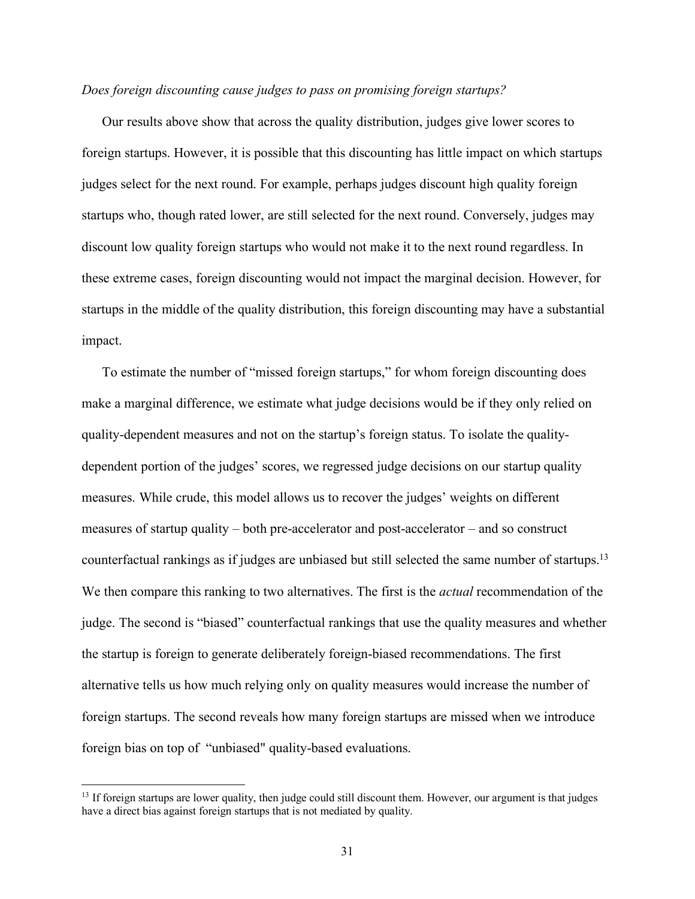*Does foreign discounting cause judges to pass on promising foreign startups?*

Our results above show that across the quality distribution, judges give lower scores to foreign startups. However, it is possible that this discounting has little impact on which startups judges select for the next round. For example, perhaps judges discount high quality foreign startups who, though rated lower, are still selected for the next round. Conversely, judges may discount low quality foreign startups who would not make it to the next round regardless. In these extreme cases, foreign discounting would not impact the marginal decision. However, for startups in the middle of the quality distribution, this foreign discounting may have a substantial impact.

To estimate the number of "missed foreign startups," for whom foreign discounting does make a marginal difference, we estimate what judge decisions would be if they only relied on quality-dependent measures and not on the startup's foreign status. To isolate the quality-dependent portion of the judges' scores, we regressed judge decisions on our startup quality measures. While crude, this model allows us to recover the judges' weights on different measures of startup quality – both pre-accelerator and post-accelerator – and so construct counterfactual rankings as if judges are unbiased but still selected the same number of startups.[13] We then compare this ranking to two alternatives. The first is the *actual* recommendation of the judge. The second is "biased" counterfactual rankings that use the quality measures and whether the startup is foreign to generate deliberately foreign-biased recommendations. The first alternative tells us how much relying only on quality measures would increase the number of foreign startups. The second reveals how many foreign startups are missed when we introduce foreign bias on top of "unbiased" quality-based evaluations.

[13] If foreign startups are lower quality, then judge could still discount them. However, our argument is that judges have a direct bias against foreign startups that is not mediated by quality.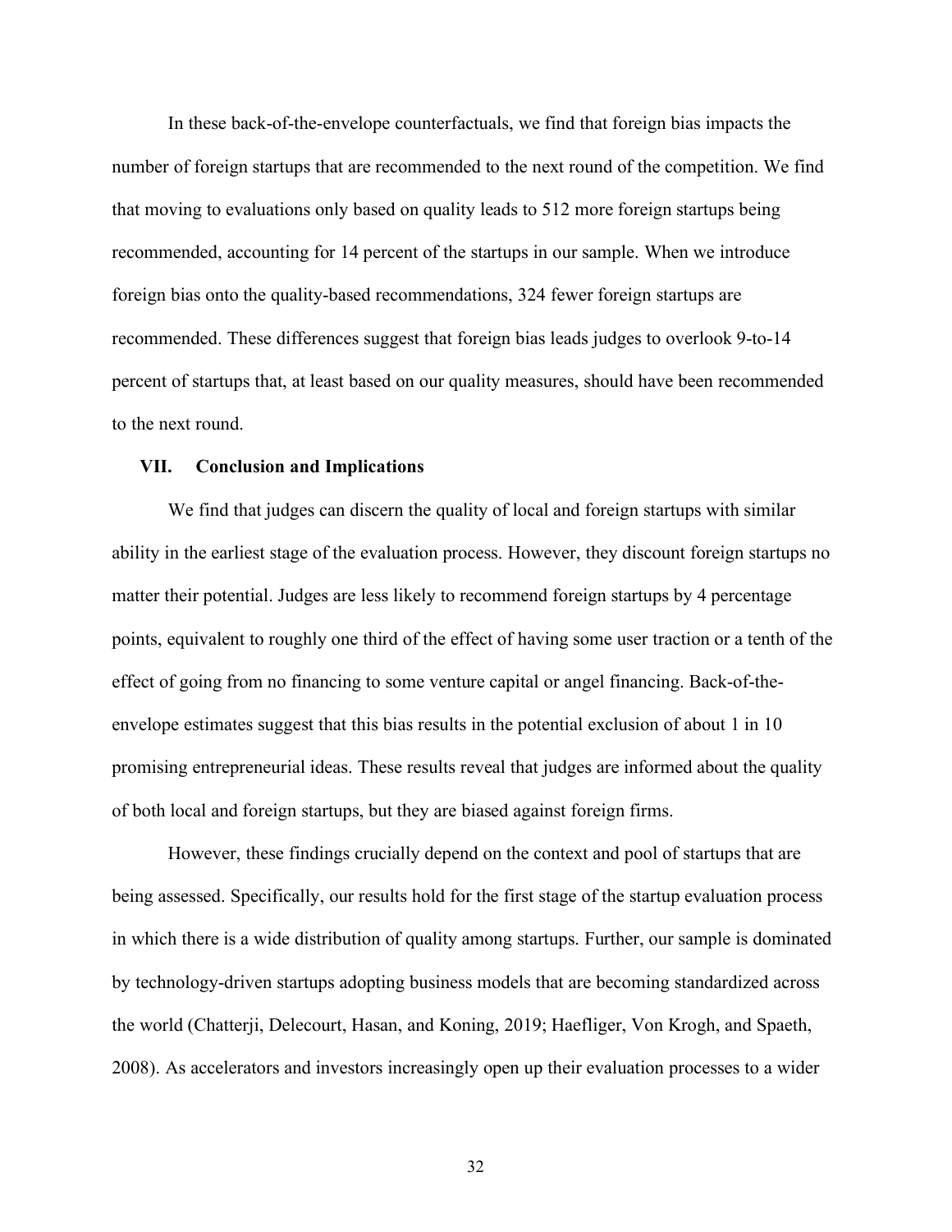In these back-of-the-envelope counterfactuals, we find that foreign bias impacts the number of foreign startups that are recommended to the next round of the competition. We find that moving to evaluations only based on quality leads to 512 more foreign startups being recommended, accounting for 14 percent of the startups in our sample. When we introduce foreign bias onto the quality-based recommendations, 324 fewer foreign startups are recommended. These differences suggest that foreign bias leads judges to overlook 9-to-14 percent of startups that, at least based on our quality measures, should have been recommended to the next round.

## VII. Conclusion and Implications

We find that judges can discern the quality of local and foreign startups with similar ability in the earliest stage of the evaluation process. However, they discount foreign startups no matter their potential. Judges are less likely to recommend foreign startups by 4 percentage points, equivalent to roughly one third of the effect of having some user traction or a tenth of the effect of going from no financing to some venture capital or angel financing. Back-of-the-envelope estimates suggest that this bias results in the potential exclusion of about 1 in 10 promising entrepreneurial ideas. These results reveal that judges are informed about the quality of both local and foreign startups, but they are biased against foreign firms.

However, these findings crucially depend on the context and pool of startups that are being assessed. Specifically, our results hold for the first stage of the startup evaluation process in which there is a wide distribution of quality among startups. Further, our sample is dominated by technology-driven startups adopting business models that are becoming standardized across the world (Chatterji, Delecourt, Hasan, and Koning, 2019; Haefliger, Von Krogh, and Spaeth, 2008). As accelerators and investors increasingly open up their evaluation processes to a wider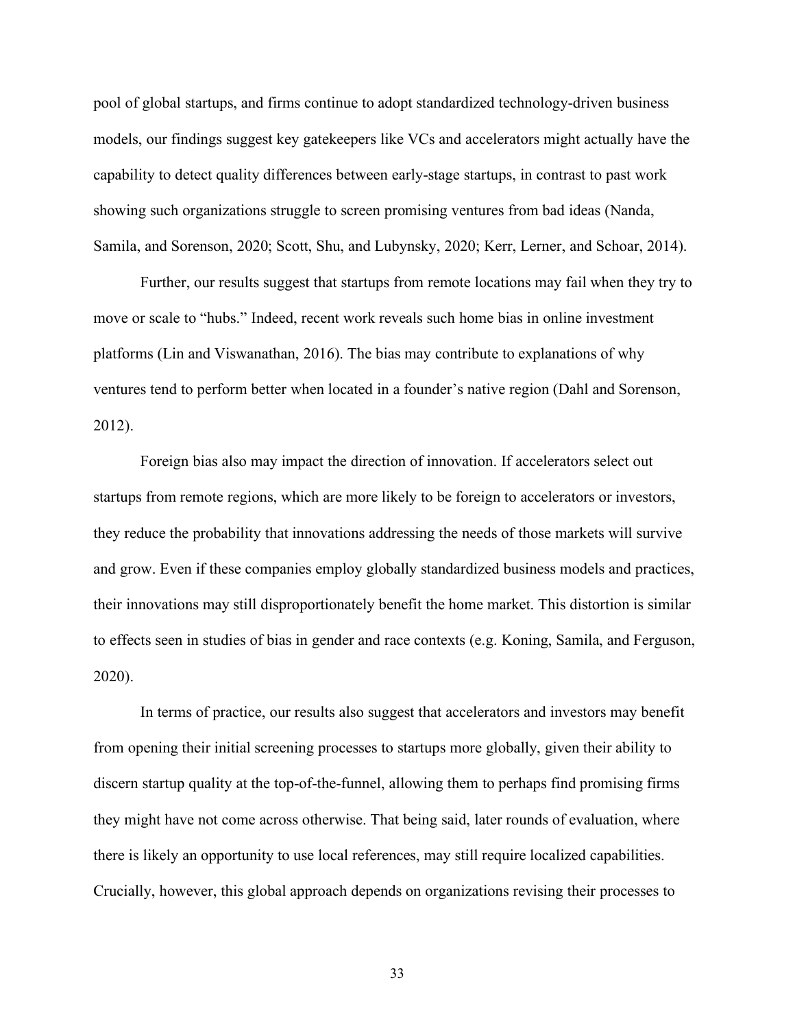pool of global startups, and firms continue to adopt standardized technology-driven business models, our findings suggest key gatekeepers like VCs and accelerators might actually have the capability to detect quality differences between early-stage startups, in contrast to past work showing such organizations struggle to screen promising ventures from bad ideas (Nanda, Samila, and Sorenson, 2020; Scott, Shu, and Lubynsky, 2020; Kerr, Lerner, and Schoar, 2014).

Further, our results suggest that startups from remote locations may fail when they try to move or scale to "hubs." Indeed, recent work reveals such home bias in online investment platforms (Lin and Viswanathan, 2016). The bias may contribute to explanations of why ventures tend to perform better when located in a founder's native region (Dahl and Sorenson, 2012).

Foreign bias also may impact the direction of innovation. If accelerators select out startups from remote regions, which are more likely to be foreign to accelerators or investors, they reduce the probability that innovations addressing the needs of those markets will survive and grow. Even if these companies employ globally standardized business models and practices, their innovations may still disproportionately benefit the home market. This distortion is similar to effects seen in studies of bias in gender and race contexts (e.g. Koning, Samila, and Ferguson, 2020).

In terms of practice, our results also suggest that accelerators and investors may benefit from opening their initial screening processes to startups more globally, given their ability to discern startup quality at the top-of-the-funnel, allowing them to perhaps find promising firms they might have not come across otherwise. That being said, later rounds of evaluation, where there is likely an opportunity to use local references, may still require localized capabilities. Crucially, however, this global approach depends on organizations revising their processes to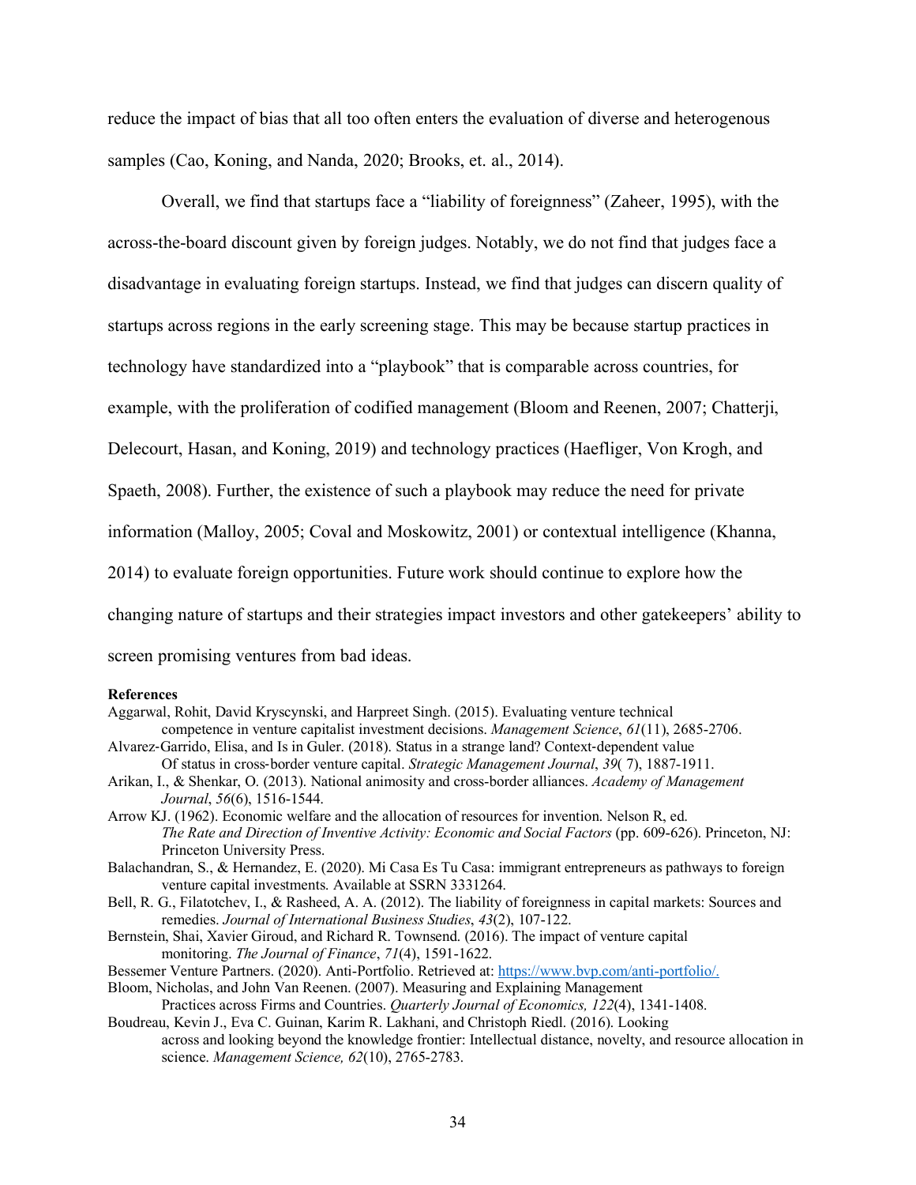reduce the impact of bias that all too often enters the evaluation of diverse and heterogenous samples (Cao, Koning, and Nanda, 2020; Brooks, et. al., 2014).

Overall, we find that startups face a "liability of foreignness" (Zaheer, 1995), with the across-the-board discount given by foreign judges. Notably, we do not find that judges face a disadvantage in evaluating foreign startups. Instead, we find that judges can discern quality of startups across regions in the early screening stage. This may be because startup practices in technology have standardized into a "playbook" that is comparable across countries, for example, with the proliferation of codified management (Bloom and Reenen, 2007; Chatterji, Delecourt, Hasan, and Koning, 2019) and technology practices (Haefliger, Von Krogh, and Spaeth, 2008). Further, the existence of such a playbook may reduce the need for private information (Malloy, 2005; Coval and Moskowitz, 2001) or contextual intelligence (Khanna, 2014) to evaluate foreign opportunities. Future work should continue to explore how the changing nature of startups and their strategies impact investors and other gatekeepers' ability to screen promising ventures from bad ideas.

**References**

Aggarwal, Rohit, David Kryscynski, and Harpreet Singh. (2015). Evaluating venture technical competence in venture capitalist investment decisions. *Management Science*, *61*(11), 2685-2706.

Alvarez‐Garrido, Elisa, and Is in Guler. (2018). Status in a strange land? Context‐dependent value Of status in cross‐border venture capital. *Strategic Management Journal*, *39*( 7), 1887-1911.

Arikan, I., & Shenkar, O. (2013). National animosity and cross-border alliances. *Academy of Management Journal*, *56*(6), 1516-1544.

Arrow KJ. (1962). Economic welfare and the allocation of resources for invention. Nelson R, ed. *The Rate and Direction of Inventive Activity: Economic and Social Factors* (pp. 609-626). Princeton, NJ: Princeton University Press.

Balachandran, S., & Hernandez, E. (2020). Mi Casa Es Tu Casa: immigrant entrepreneurs as pathways to foreign venture capital investments. Available at SSRN 3331264.

Bell, R. G., Filatotchev, I., & Rasheed, A. A. (2012). The liability of foreignness in capital markets: Sources and remedies. *Journal of International Business Studies*, *43*(2), 107-122.

Bernstein, Shai, Xavier Giroud, and Richard R. Townsend. (2016). The impact of venture capital monitoring. *The Journal of Finance*, *71*(4), 1591-1622.

Bessemer Venture Partners. (2020). Anti-Portfolio. Retrieved at: https://www.bvp.com/anti-portfolio/.

Bloom, Nicholas, and John Van Reenen. (2007). Measuring and Explaining Management Practices across Firms and Countries. *Quarterly Journal of Economics, 122*(4), 1341-1408.

Boudreau, Kevin J., Eva C. Guinan, Karim R. Lakhani, and Christoph Riedl. (2016). Looking across and looking beyond the knowledge frontier: Intellectual distance, novelty, and resource allocation in science. *Management Science, 62*(10), 2765-2783.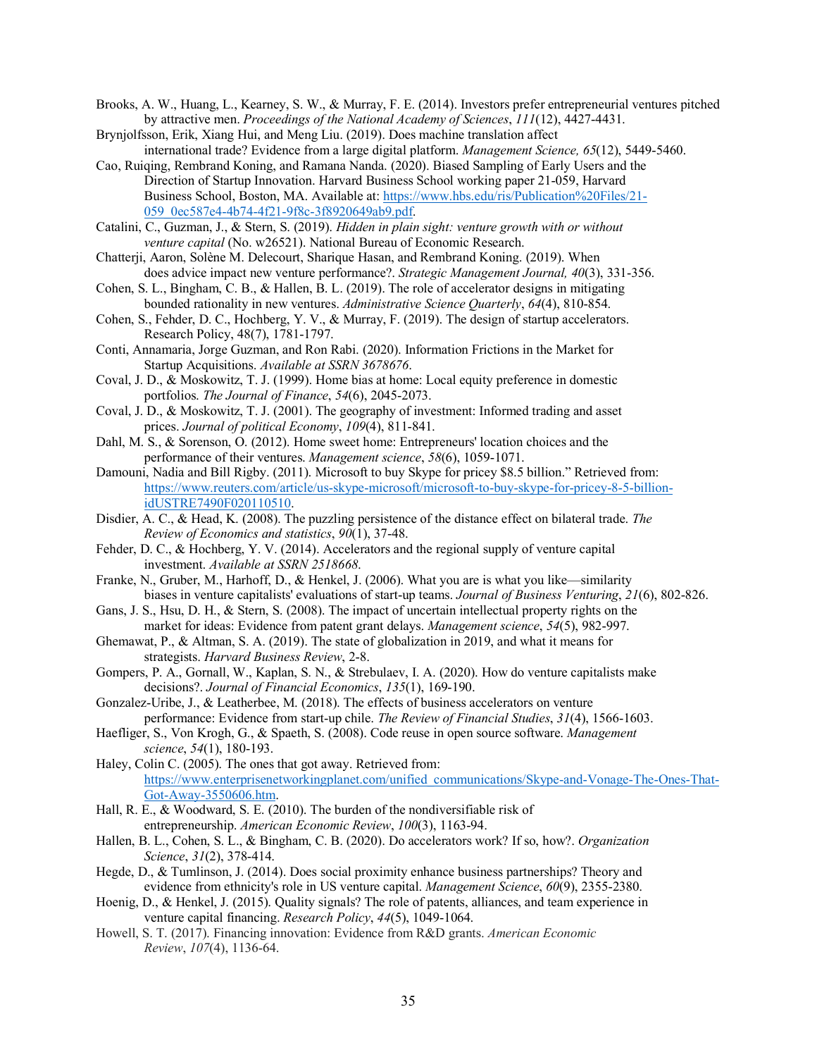Brooks, A. W., Huang, L., Kearney, S. W., & Murray, F. E. (2014). Investors prefer entrepreneurial ventures pitched by attractive men. *Proceedings of the National Academy of Sciences*, *111*(12), 4427-4431.

Brynjolfsson, Erik, Xiang Hui, and Meng Liu. (2019). Does machine translation affect international trade? Evidence from a large digital platform. *Management Science, 65*(12), 5449-5460.

Cao, Ruiqing, Rembrand Koning, and Ramana Nanda. (2020). Biased Sampling of Early Users and the Direction of Startup Innovation. Harvard Business School working paper 21-059, Harvard Business School, Boston, MA. Available at: https://www.hbs.edu/ris/Publication%20Files/21-059_0ec587e4-4b74-4f21-9f8c-3f8920649ab9.pdf.

Catalini, C., Guzman, J., & Stern, S. (2019). *Hidden in plain sight: venture growth with or without venture capital* (No. w26521). National Bureau of Economic Research.

Chatterji, Aaron, Solène M. Delecourt, Sharique Hasan, and Rembrand Koning. (2019). When does advice impact new venture performance?. *Strategic Management Journal, 40*(3), 331-356.

Cohen, S. L., Bingham, C. B., & Hallen, B. L. (2019). The role of accelerator designs in mitigating bounded rationality in new ventures. *Administrative Science Quarterly*, *64*(4), 810-854.

Cohen, S., Fehder, D. C., Hochberg, Y. V., & Murray, F. (2019). The design of startup accelerators. Research Policy, 48(7), 1781-1797.

Conti, Annamaria, Jorge Guzman, and Ron Rabi. (2020). Information Frictions in the Market for Startup Acquisitions. *Available at SSRN 3678676*.

Coval, J. D., & Moskowitz, T. J. (1999). Home bias at home: Local equity preference in domestic portfolios. *The Journal of Finance*, *54*(6), 2045-2073.

Coval, J. D., & Moskowitz, T. J. (2001). The geography of investment: Informed trading and asset prices. *Journal of political Economy*, *109*(4), 811-841.

Dahl, M. S., & Sorenson, O. (2012). Home sweet home: Entrepreneurs' location choices and the performance of their ventures. *Management science*, *58*(6), 1059-1071.

Damouni, Nadia and Bill Rigby. (2011). Microsoft to buy Skype for pricey $8.5 billion." Retrieved from: https://www.reuters.com/article/us-skype-microsoft/microsoft-to-buy-skype-for-pricey-8-5-billion-idUSTRE7490F020110510.

Disdier, A. C., & Head, K. (2008). The puzzling persistence of the distance effect on bilateral trade. *The Review of Economics and statistics*, *90*(1), 37-48.

Fehder, D. C., & Hochberg, Y. V. (2014). Accelerators and the regional supply of venture capital investment. *Available at SSRN 2518668*.

Franke, N., Gruber, M., Harhoff, D., & Henkel, J. (2006). What you are is what you like—similarity biases in venture capitalists' evaluations of start-up teams. *Journal of Business Venturing*, *21*(6), 802-826.

Gans, J. S., Hsu, D. H., & Stern, S. (2008). The impact of uncertain intellectual property rights on the market for ideas: Evidence from patent grant delays. *Management science*, *54*(5), 982-997.

Ghemawat, P., & Altman, S. A. (2019). The state of globalization in 2019, and what it means for strategists. *Harvard Business Review*, 2-8.

Gompers, P. A., Gornall, W., Kaplan, S. N., & Strebulaev, I. A. (2020). How do venture capitalists make decisions?. *Journal of Financial Economics*, *135*(1), 169-190.

Gonzalez-Uribe, J., & Leatherbee, M. (2018). The effects of business accelerators on venture performance: Evidence from start-up chile. *The Review of Financial Studies*, *31*(4), 1566-1603.

Haefliger, S., Von Krogh, G., & Spaeth, S. (2008). Code reuse in open source software. *Management science*, *54*(1), 180-193.

Haley, Colin C. (2005). The ones that got away. Retrieved from: https://www.enterprisenetworkingplanet.com/unified_communications/Skype-and-Vonage-The-Ones-That-Got-Away-3550606.htm.

Hall, R. E., & Woodward, S. E. (2010). The burden of the nondiversifiable risk of entrepreneurship. *American Economic Review*, *100*(3), 1163-94.

Hallen, B. L., Cohen, S. L., & Bingham, C. B. (2020). Do accelerators work? If so, how?. *Organization Science*, *31*(2), 378-414.

Hegde, D., & Tumlinson, J. (2014). Does social proximity enhance business partnerships? Theory and evidence from ethnicity's role in US venture capital. *Management Science*, *60*(9), 2355-2380.

Hoenig, D., & Henkel, J. (2015). Quality signals? The role of patents, alliances, and team experience in venture capital financing. *Research Policy*, *44*(5), 1049-1064.

Howell, S. T. (2017). Financing innovation: Evidence from R&D grants. *American Economic Review*, *107*(4), 1136-64.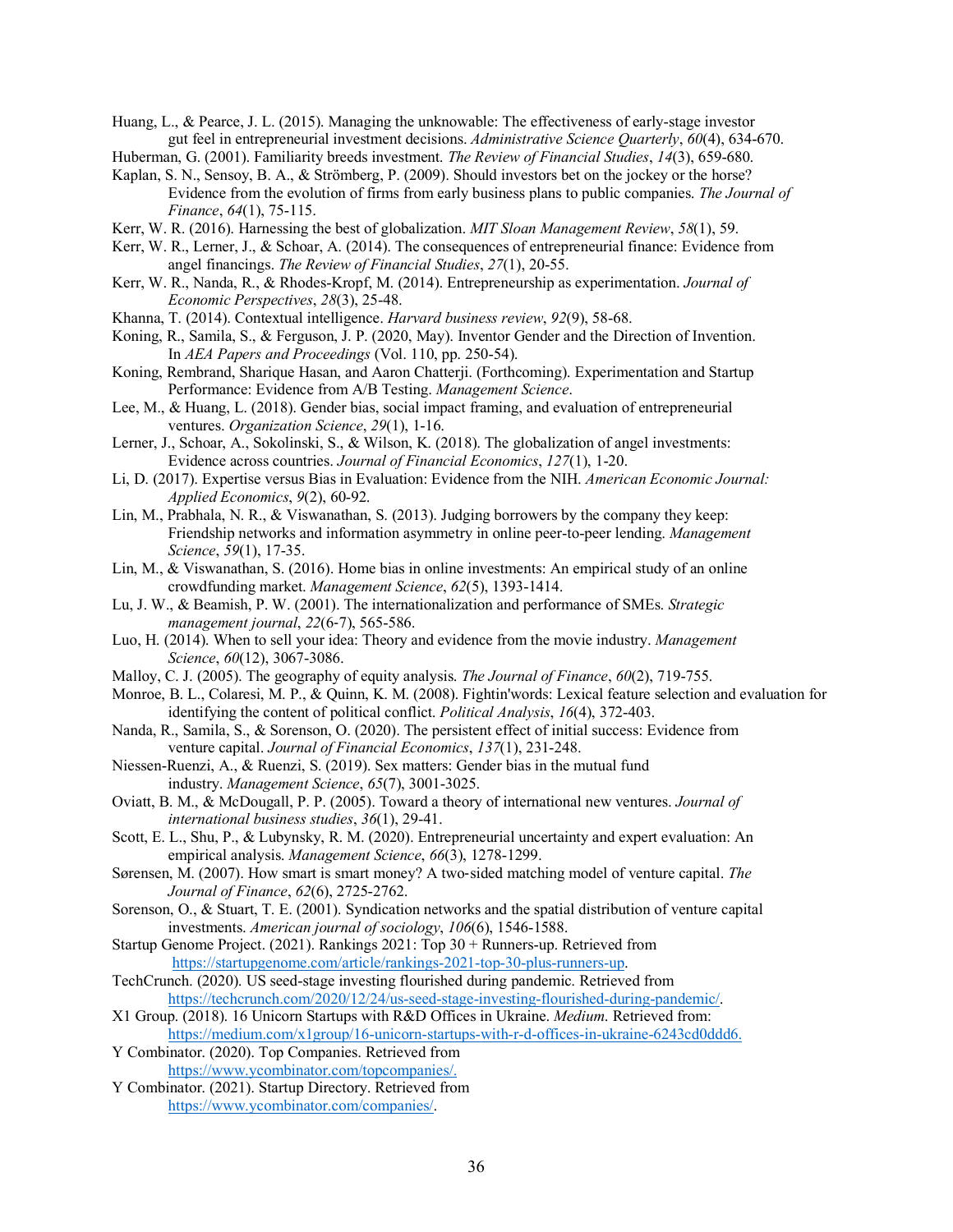Huang, L., & Pearce, J. L. (2015). Managing the unknowable: The effectiveness of early-stage investor gut feel in entrepreneurial investment decisions. *Administrative Science Quarterly*, *60*(4), 634-670.

Huberman, G. (2001). Familiarity breeds investment. *The Review of Financial Studies*, *14*(3), 659-680.

Kaplan, S. N., Sensoy, B. A., & Strömberg, P. (2009). Should investors bet on the jockey or the horse? Evidence from the evolution of firms from early business plans to public companies. *The Journal of Finance*, *64*(1), 75-115.

Kerr, W. R. (2016). Harnessing the best of globalization. *MIT Sloan Management Review*, *58*(1), 59.

Kerr, W. R., Lerner, J., & Schoar, A. (2014). The consequences of entrepreneurial finance: Evidence from angel financings. *The Review of Financial Studies*, *27*(1), 20-55.

Kerr, W. R., Nanda, R., & Rhodes-Kropf, M. (2014). Entrepreneurship as experimentation. *Journal of Economic Perspectives*, *28*(3), 25-48.

Khanna, T. (2014). Contextual intelligence. *Harvard business review*, *92*(9), 58-68.

Koning, R., Samila, S., & Ferguson, J. P. (2020, May). Inventor Gender and the Direction of Invention. In *AEA Papers and Proceedings* (Vol. 110, pp. 250-54).

Koning, Rembrand, Sharique Hasan, and Aaron Chatterji. (Forthcoming). Experimentation and Startup Performance: Evidence from A/B Testing. *Management Science*.

Lee, M., & Huang, L. (2018). Gender bias, social impact framing, and evaluation of entrepreneurial ventures. *Organization Science*, *29*(1), 1-16.

Lerner, J., Schoar, A., Sokolinski, S., & Wilson, K. (2018). The globalization of angel investments: Evidence across countries. *Journal of Financial Economics*, *127*(1), 1-20.

Li, D. (2017). Expertise versus Bias in Evaluation: Evidence from the NIH. *American Economic Journal: Applied Economics*, *9*(2), 60-92.

Lin, M., Prabhala, N. R., & Viswanathan, S. (2013). Judging borrowers by the company they keep: Friendship networks and information asymmetry in online peer-to-peer lending. *Management Science*, *59*(1), 17-35.

Lin, M., & Viswanathan, S. (2016). Home bias in online investments: An empirical study of an online crowdfunding market. *Management Science*, *62*(5), 1393-1414.

Lu, J. W., & Beamish, P. W. (2001). The internationalization and performance of SMEs. *Strategic management journal*, *22*(6‐7), 565-586.

Luo, H. (2014). When to sell your idea: Theory and evidence from the movie industry. *Management Science*, *60*(12), 3067-3086.

Malloy, C. J. (2005). The geography of equity analysis. *The Journal of Finance*, *60*(2), 719-755.

Monroe, B. L., Colaresi, M. P., & Quinn, K. M. (2008). Fightin'words: Lexical feature selection and evaluation for identifying the content of political conflict. *Political Analysis*, *16*(4), 372-403.

Nanda, R., Samila, S., & Sorenson, O. (2020). The persistent effect of initial success: Evidence from venture capital. *Journal of Financial Economics*, *137*(1), 231-248.

Niessen-Ruenzi, A., & Ruenzi, S. (2019). Sex matters: Gender bias in the mutual fund industry. *Management Science*, *65*(7), 3001-3025.

Oviatt, B. M., & McDougall, P. P. (2005). Toward a theory of international new ventures. *Journal of international business studies*, *36*(1), 29-41.

Scott, E. L., Shu, P., & Lubynsky, R. M. (2020). Entrepreneurial uncertainty and expert evaluation: An empirical analysis. *Management Science*, *66*(3), 1278-1299.

Sørensen, M. (2007). How smart is smart money? A two‐sided matching model of venture capital. *The Journal of Finance*, *62*(6), 2725-2762.

Sorenson, O., & Stuart, T. E. (2001). Syndication networks and the spatial distribution of venture capital investments. *American journal of sociology*, *106*(6), 1546-1588.

Startup Genome Project. (2021). Rankings 2021: Top 30 + Runners-up. Retrieved from https://startupgenome.com/article/rankings-2021-top-30-plus-runners-up.

TechCrunch. (2020). US seed-stage investing flourished during pandemic. Retrieved from https://techcrunch.com/2020/12/24/us-seed-stage-investing-flourished-during-pandemic/.

X1 Group. (2018). 16 Unicorn Startups with R&D Offices in Ukraine. *Medium*. Retrieved from: https://medium.com/x1group/16-unicorn-startups-with-r-d-offices-in-ukraine-6243cd0ddd6.

Y Combinator. (2020). Top Companies. Retrieved from https://www.ycombinator.com/topcompanies/.

Y Combinator. (2021). Startup Directory. Retrieved from https://www.ycombinator.com/companies/.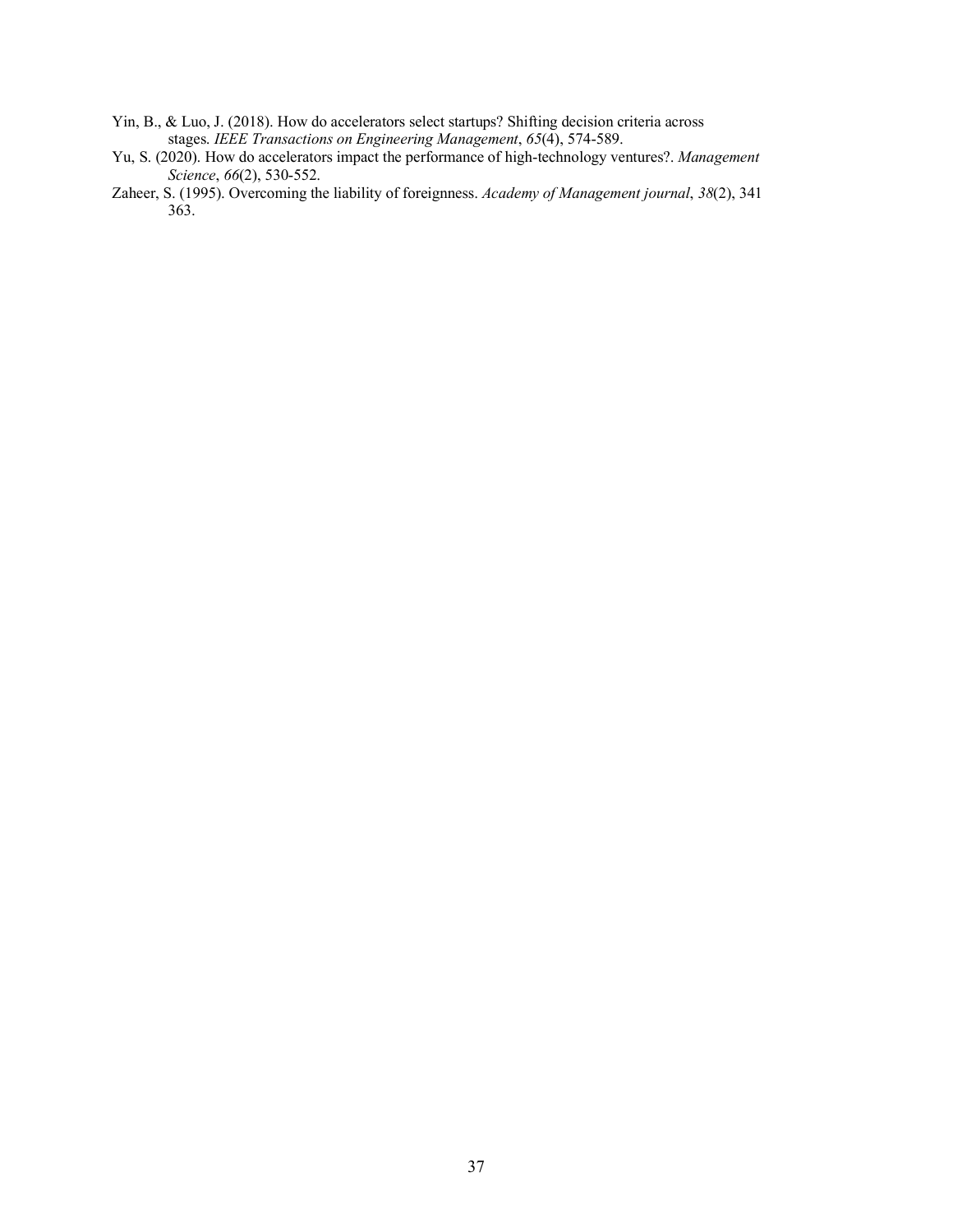Yin, B., & Luo, J. (2018). How do accelerators select startups? Shifting decision criteria across stages. *IEEE Transactions on Engineering Management*, *65*(4), 574-589.

Yu, S. (2020). How do accelerators impact the performance of high-technology ventures?. *Management Science*, *66*(2), 530-552.

Zaheer, S. (1995). Overcoming the liability of foreignness. *Academy of Management journal*, *38*(2), 341 363.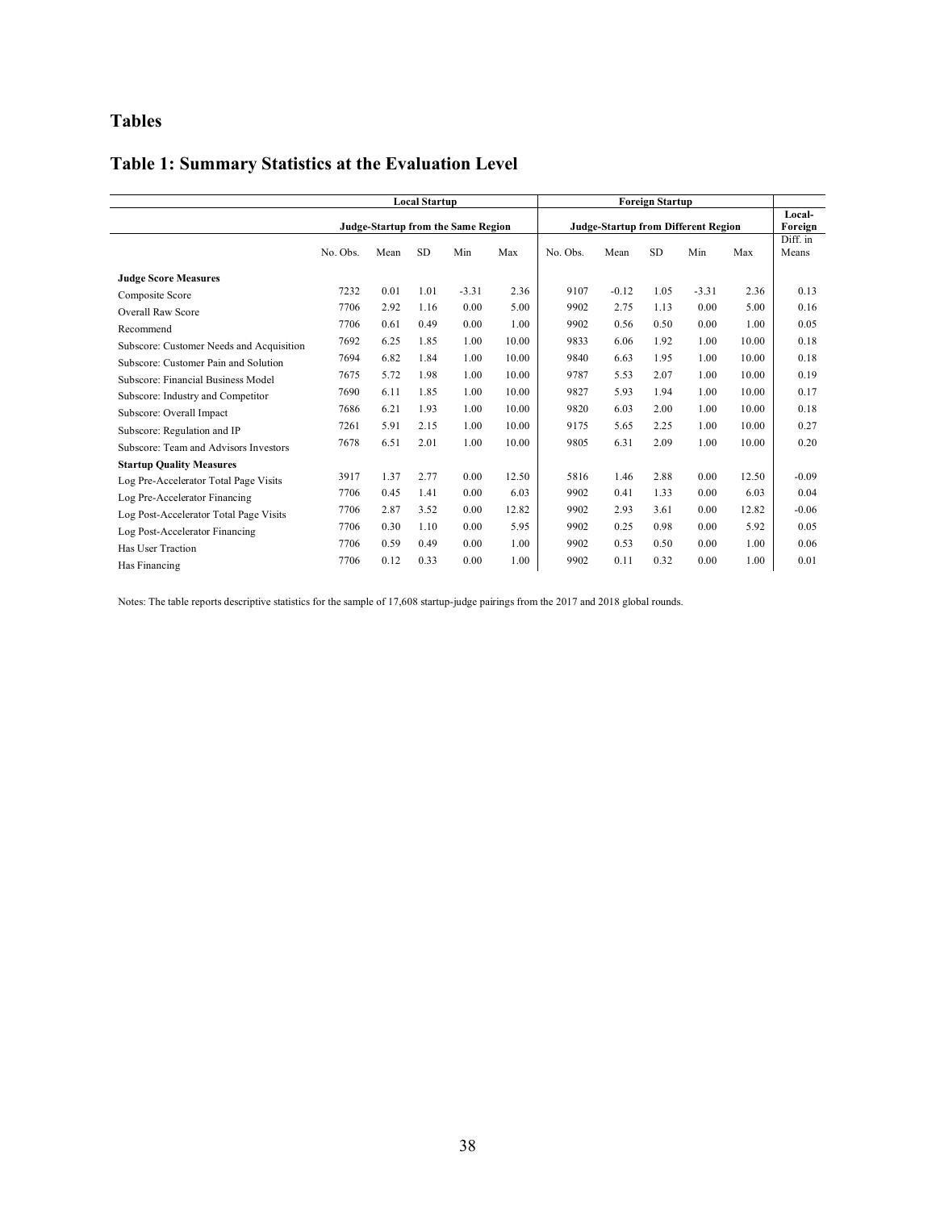# Tables

## Table 1: Summary Statistics at the Evaluation Level

| | Local Startup | | | | | Foreign Startup | | | | | |
|---|---|---|---|---|---|---|---|---|---|---|---|
| | Judge-Startup from the Same Region | | | | | Judge-Startup from Different Region | | | | | Local-Foreign |
| | No. Obs. | Mean | SD | Min | Max | No. Obs. | Mean | SD | Min | Max | Diff. in Means |
| **Judge Score Measures** | | | | | | | | | | | |
| Composite Score | 7232 | 0.01 | 1.01 | -3.31 | 2.36 | 9107 | -0.12 | 1.05 | -3.31 | 2.36 | 0.13 |
| Overall Raw Score | 7706 | 2.92 | 1.16 | 0.00 | 5.00 | 9902 | 2.75 | 1.13 | 0.00 | 5.00 | 0.16 |
| Recommend | 7706 | 0.61 | 0.49 | 0.00 | 1.00 | 9902 | 0.56 | 0.50 | 0.00 | 1.00 | 0.05 |
| Subscore: Customer Needs and Acquisition | 7692 | 6.25 | 1.85 | 1.00 | 10.00 | 9833 | 6.06 | 1.92 | 1.00 | 10.00 | 0.18 |
| Subscore: Customer Pain and Solution | 7694 | 6.82 | 1.84 | 1.00 | 10.00 | 9840 | 6.63 | 1.95 | 1.00 | 10.00 | 0.18 |
| Subscore: Financial Business Model | 7675 | 5.72 | 1.98 | 1.00 | 10.00 | 9787 | 5.53 | 2.07 | 1.00 | 10.00 | 0.19 |
| Subscore: Industry and Competitor | 7690 | 6.11 | 1.85 | 1.00 | 10.00 | 9827 | 5.93 | 1.94 | 1.00 | 10.00 | 0.17 |
| Subscore: Overall Impact | 7686 | 6.21 | 1.93 | 1.00 | 10.00 | 9820 | 6.03 | 2.00 | 1.00 | 10.00 | 0.18 |
| Subscore: Regulation and IP | 7261 | 5.91 | 2.15 | 1.00 | 10.00 | 9175 | 5.65 | 2.25 | 1.00 | 10.00 | 0.27 |
| Subscore: Team and Advisors Investors | 7678 | 6.51 | 2.01 | 1.00 | 10.00 | 9805 | 6.31 | 2.09 | 1.00 | 10.00 | 0.20 |
| **Startup Quality Measures** | | | | | | | | | | | |
| Log Pre-Accelerator Total Page Visits | 3917 | 1.37 | 2.77 | 0.00 | 12.50 | 5816 | 1.46 | 2.88 | 0.00 | 12.50 | -0.09 |
| Log Pre-Accelerator Financing | 7706 | 0.45 | 1.41 | 0.00 | 6.03 | 9902 | 0.41 | 1.33 | 0.00 | 6.03 | 0.04 |
| Log Post-Accelerator Total Page Visits | 7706 | 2.87 | 3.52 | 0.00 | 12.82 | 9902 | 2.93 | 3.61 | 0.00 | 12.82 | -0.06 |
| Log Post-Accelerator Financing | 7706 | 0.30 | 1.10 | 0.00 | 5.95 | 9902 | 0.25 | 0.98 | 0.00 | 5.92 | 0.05 |
| Has User Traction | 7706 | 0.59 | 0.49 | 0.00 | 1.00 | 9902 | 0.53 | 0.50 | 0.00 | 1.00 | 0.06 |
| Has Financing | 7706 | 0.12 | 0.33 | 0.00 | 1.00 | 9902 | 0.11 | 0.32 | 0.00 | 1.00 | 0.01 |

Notes: The table reports descriptive statistics for the sample of 17,608 startup-judge pairings from the 2017 and 2018 global rounds.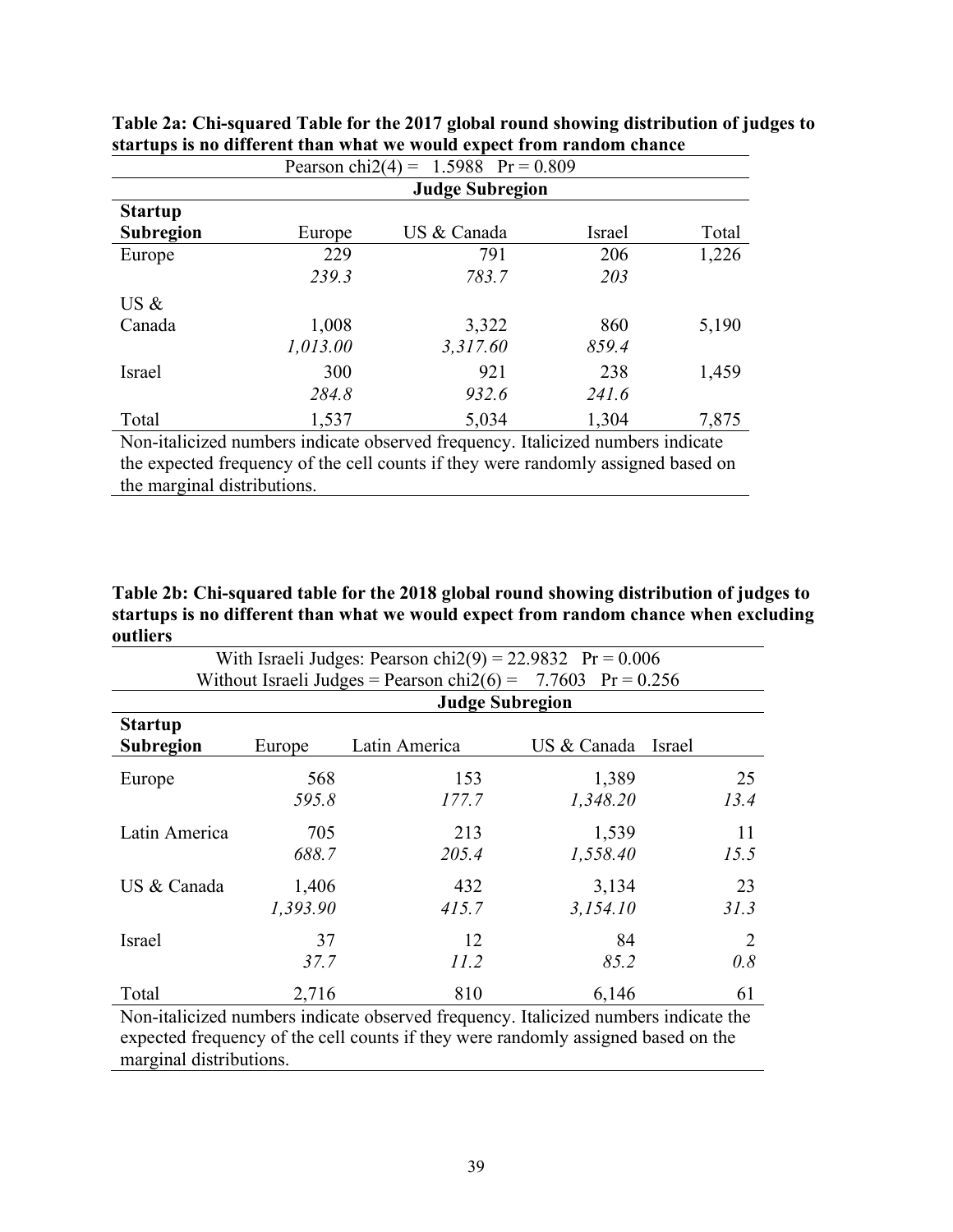**Table 2a: Chi-squared Table for the 2017 global round showing distribution of judges to startups is no different than what we would expect from random chance**

| Pearson chi2(4) = 1.5988 Pr = 0.809 | | | | |
|---|---|---|---|---|
| | **Judge Subregion** | | | |
| **Startup Subregion** | Europe | US & Canada | Israel | Total |
| Europe | 229 | 791 | 206 | 1,226 |
| | *239.3* | *783.7* | *203* | |
| US & Canada | 1,008 | 3,322 | 860 | 5,190 |
| | *1,013.00* | *3,317.60* | *859.4* | |
| Israel | 300 | 921 | 238 | 1,459 |
| | *284.8* | *932.6* | *241.6* | |
| Total | 1,537 | 5,034 | 1,304 | 7,875 |

Non-italicized numbers indicate observed frequency. Italicized numbers indicate the expected frequency of the cell counts if they were randomly assigned based on the marginal distributions.

**Table 2b: Chi-squared table for the 2018 global round showing distribution of judges to startups is no different than what we would expect from random chance when excluding outliers**

| With Israeli Judges: Pearson chi2(9) = 22.9832 Pr = 0.006<br>Without Israeli Judges = Pearson chi2(6) = 7.7603 Pr = 0.256 | | | | |
|---|---|---|---|---|
| | **Judge Subregion** | | | |
| **Startup Subregion** | Europe | Latin America | US & Canada | Israel |
| Europe | 568 | 153 | 1,389 | 25 |
| | *595.8* | *177.7* | *1,348.20* | *13.4* |
| Latin America | 705 | 213 | 1,539 | 11 |
| | *688.7* | *205.4* | *1,558.40* | *15.5* |
| US & Canada | 1,406 | 432 | 3,134 | 23 |
| | *1,393.90* | *415.7* | *3,154.10* | *31.3* |
| Israel | 37 | 12 | 84 | 2 |
| | *37.7* | *11.2* | *85.2* | *0.8* |
| Total | 2,716 | 810 | 6,146 | 61 |

Non-italicized numbers indicate observed frequency. Italicized numbers indicate the expected frequency of the cell counts if they were randomly assigned based on the marginal distributions.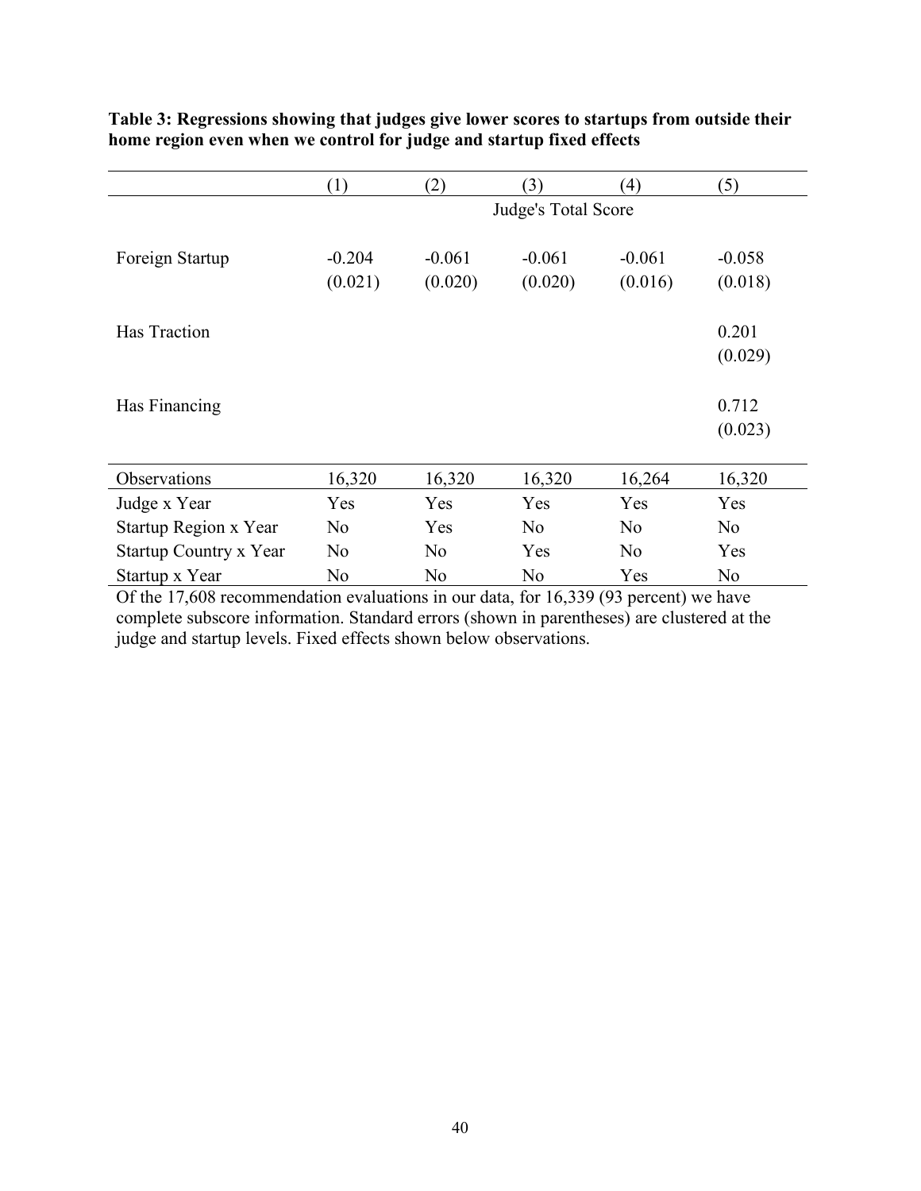**Table 3: Regressions showing that judges give lower scores to startups from outside their home region even when we control for judge and startup fixed effects**

| | (1) | (2) | (3) | (4) | (5) |
|---|---|---|---|---|---|
| | Judge's Total Score | | | | |
| Foreign Startup | -0.204 | -0.061 | -0.061 | -0.061 | -0.058 |
| | (0.021) | (0.020) | (0.020) | (0.016) | (0.018) |
| Has Traction | | | | | 0.201 |
| | | | | | (0.029) |
| Has Financing | | | | | 0.712 |
| | | | | | (0.023) |
| Observations | 16,320 | 16,320 | 16,320 | 16,264 | 16,320 |
| Judge x Year | Yes | Yes | Yes | Yes | Yes |
| Startup Region x Year | No | Yes | No | No | No |
| Startup Country x Year | No | No | Yes | No | Yes |
| Startup x Year | No | No | No | Yes | No |

Of the 17,608 recommendation evaluations in our data, for 16,339 (93 percent) we have complete subscore information. Standard errors (shown in parentheses) are clustered at the judge and startup levels. Fixed effects shown below observations.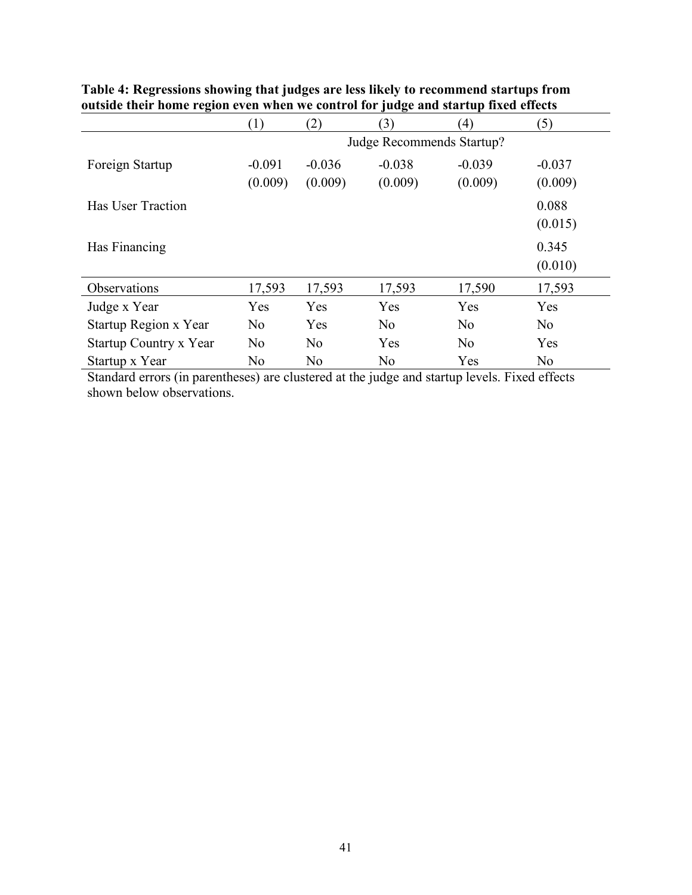**Table 4: Regressions showing that judges are less likely to recommend startups from outside their home region even when we control for judge and startup fixed effects**

| | (1) | (2) | (3) | (4) | (5) |
|---|---|---|---|---|---|
| | Judge Recommends Startup? | | | | |
| Foreign Startup | -0.091 | -0.036 | -0.038 | -0.039 | -0.037 |
| | (0.009) | (0.009) | (0.009) | (0.009) | (0.009) |
| Has User Traction | | | | | 0.088 |
| | | | | | (0.015) |
| Has Financing | | | | | 0.345 |
| | | | | | (0.010) |
| Observations | 17,593 | 17,593 | 17,593 | 17,590 | 17,593 |
| Judge x Year | Yes | Yes | Yes | Yes | Yes |
| Startup Region x Year | No | Yes | No | No | No |
| Startup Country x Year | No | No | Yes | No | Yes |
| Startup x Year | No | No | No | Yes | No |

Standard errors (in parentheses) are clustered at the judge and startup levels. Fixed effects shown below observations.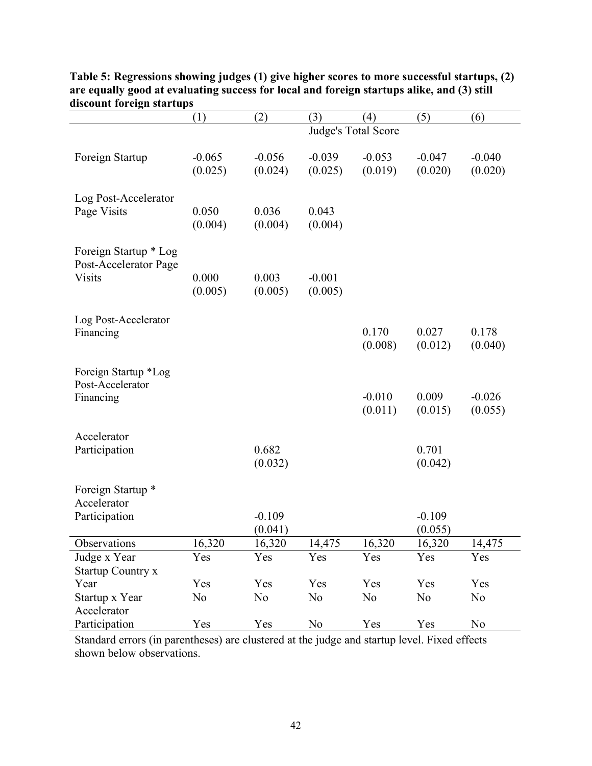**Table 5: Regressions showing judges (1) give higher scores to more successful startups, (2) are equally good at evaluating success for local and foreign startups alike, and (3) still discount foreign startups**

| | (1) | (2) | (3) | (4) | (5) | (6) |
|---|---|---|---|---|---|---|
| | Judge's Total Score | | | | | |
| Foreign Startup | -0.065 | -0.056 | -0.039 | -0.053 | -0.047 | -0.040 |
| | (0.025) | (0.024) | (0.025) | (0.019) | (0.020) | (0.020) |
| Log Post-Accelerator Page Visits | 0.050 | 0.036 | 0.043 | | | |
| | (0.004) | (0.004) | (0.004) | | | |
| Foreign Startup * Log Post-Accelerator Page Visits | 0.000 | 0.003 | -0.001 | | | |
| | (0.005) | (0.005) | (0.005) | | | |
| Log Post-Accelerator Financing | | | | 0.170 | 0.027 | 0.178 |
| | | | | (0.008) | (0.012) | (0.040) |
| Foreign Startup *Log Post-Accelerator Financing | | | | -0.010 | 0.009 | -0.026 |
| | | | | (0.011) | (0.015) | (0.055) |
| Accelerator Participation | | 0.682 | | | 0.701 | |
| | | (0.032) | | | (0.042) | |
| Foreign Startup * Accelerator Participation | | -0.109 | | | -0.109 | |
| | | (0.041) | | | (0.055) | |
| Observations | 16,320 | 16,320 | 14,475 | 16,320 | 16,320 | 14,475 |
| Judge x Year | Yes | Yes | Yes | Yes | Yes | Yes |
| Startup Country x Year | Yes | Yes | Yes | Yes | Yes | Yes |
| Startup x Year | No | No | No | No | No | No |
| Accelerator Participation | Yes | Yes | No | Yes | Yes | No |

Standard errors (in parentheses) are clustered at the judge and startup level. Fixed effects shown below observations.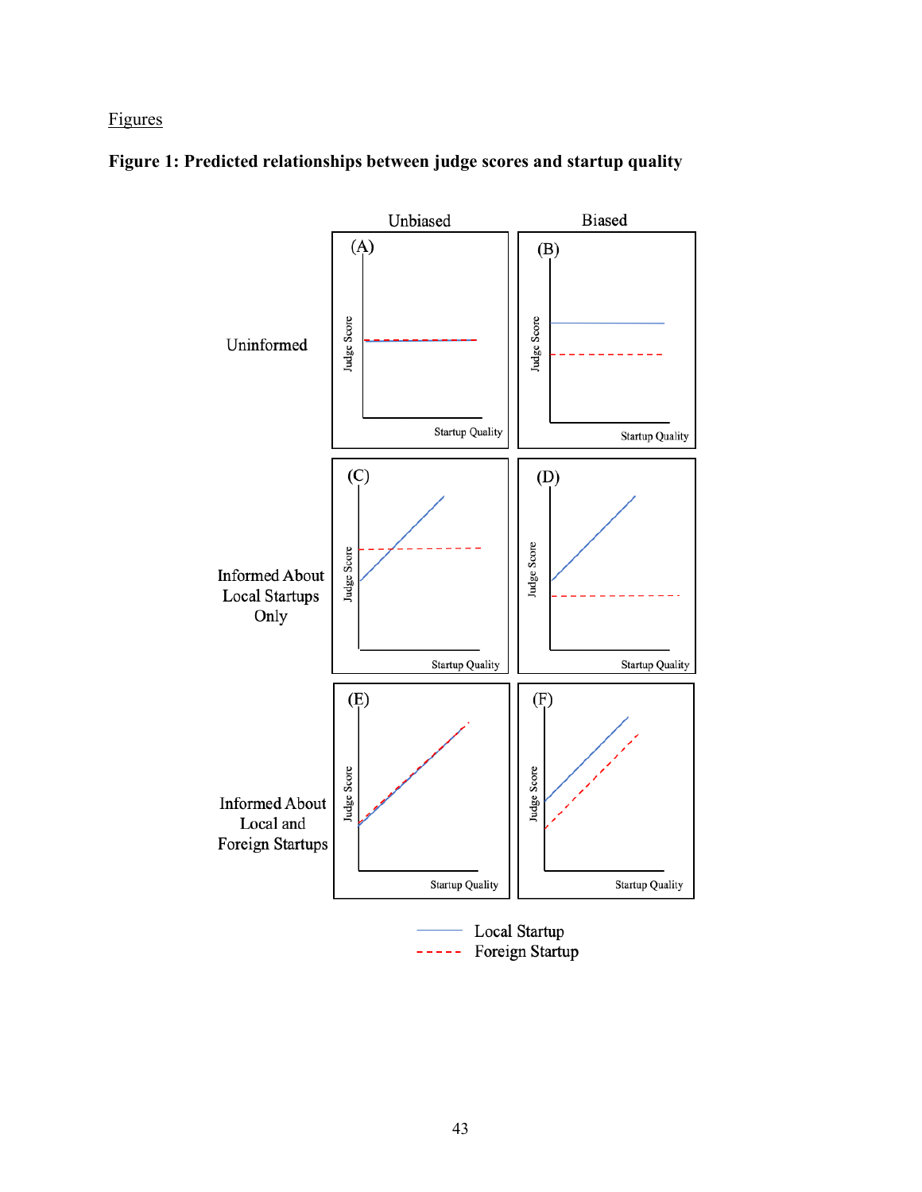Figures

**Figure 1: Predicted relationships between judge scores and startup quality**

|  | Unbiased | Biased |
| --- | --- | --- |
| Uninformed | (A) | (B) |
| Informed About Local Startups Only | (C) | (D) |
| Informed About Local and Foreign Startups | (E) | (F) |

Judge Score

Startup Quality

Local Startup

Foreign Startup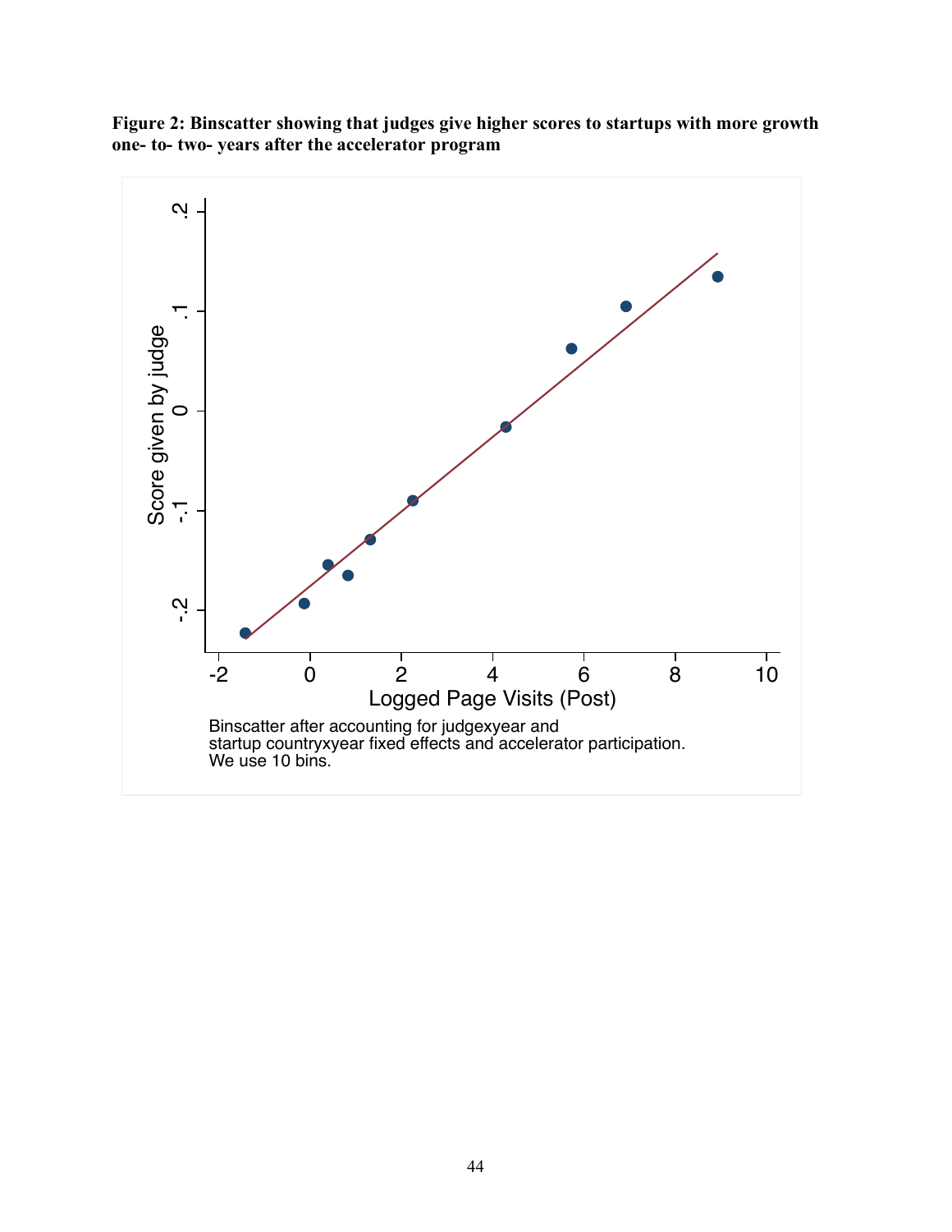**Figure 2: Binscatter showing that judges give higher scores to startups with more growth one- to- two- years after the accelerator program**

Binscatter after accounting for judgexyear and startup countryxyear fixed effects and accelerator participation. We use 10 bins.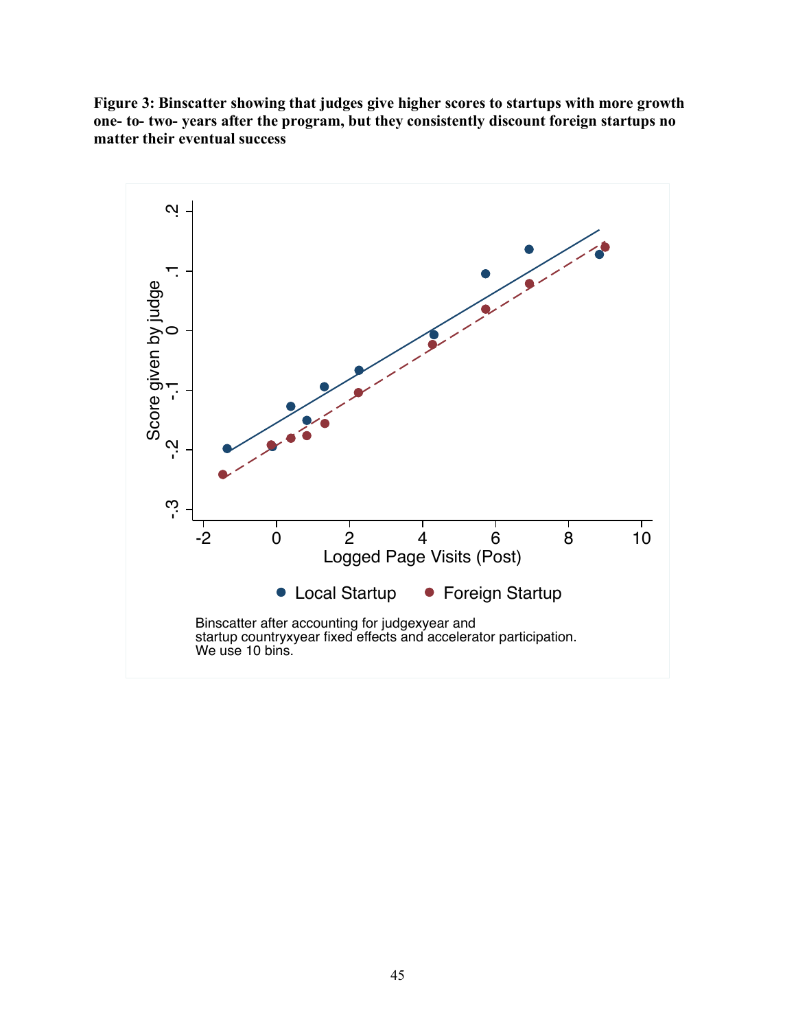**Figure 3: Binscatter showing that judges give higher scores to startups with more growth one- to- two- years after the program, but they consistently discount foreign startups no matter their eventual success**

Binscatter after accounting for judgexyear and startup countryxyear fixed effects and accelerator participation. We use 10 bins.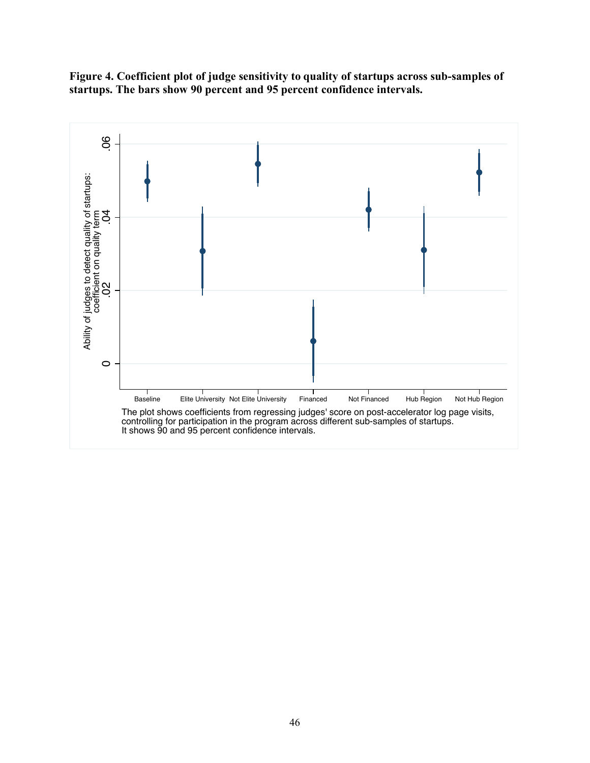**Figure 4. Coefficient plot of judge sensitivity to quality of startups across sub-samples of startups. The bars show 90 percent and 95 percent confidence intervals.**

The plot shows coefficients from regressing judges' score on post-accelerator log page visits, controlling for participation in the program across different sub-samples of startups. It shows 90 and 95 percent confidence intervals.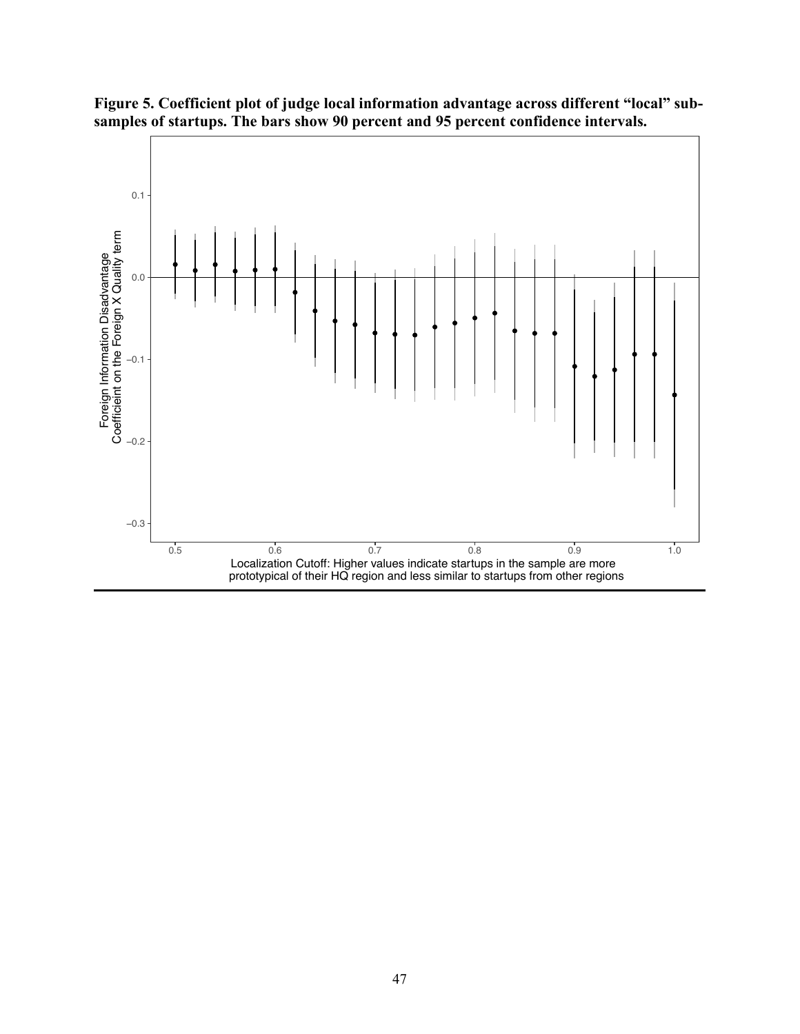**Figure 5. Coefficient plot of judge local information advantage across different "local" sub-samples of startups. The bars show 90 percent and 95 percent confidence intervals.**

Foreign Information Disadvantage
Coefficient on the Foreign X Quality term

0.1
0.0
−0.1
−0.2
−0.3

0.5
0.6
0.7
0.8
0.9
1.0

Localization Cutoff: Higher values indicate startups in the sample are more prototypical of their HQ region and less similar to startups from other regions